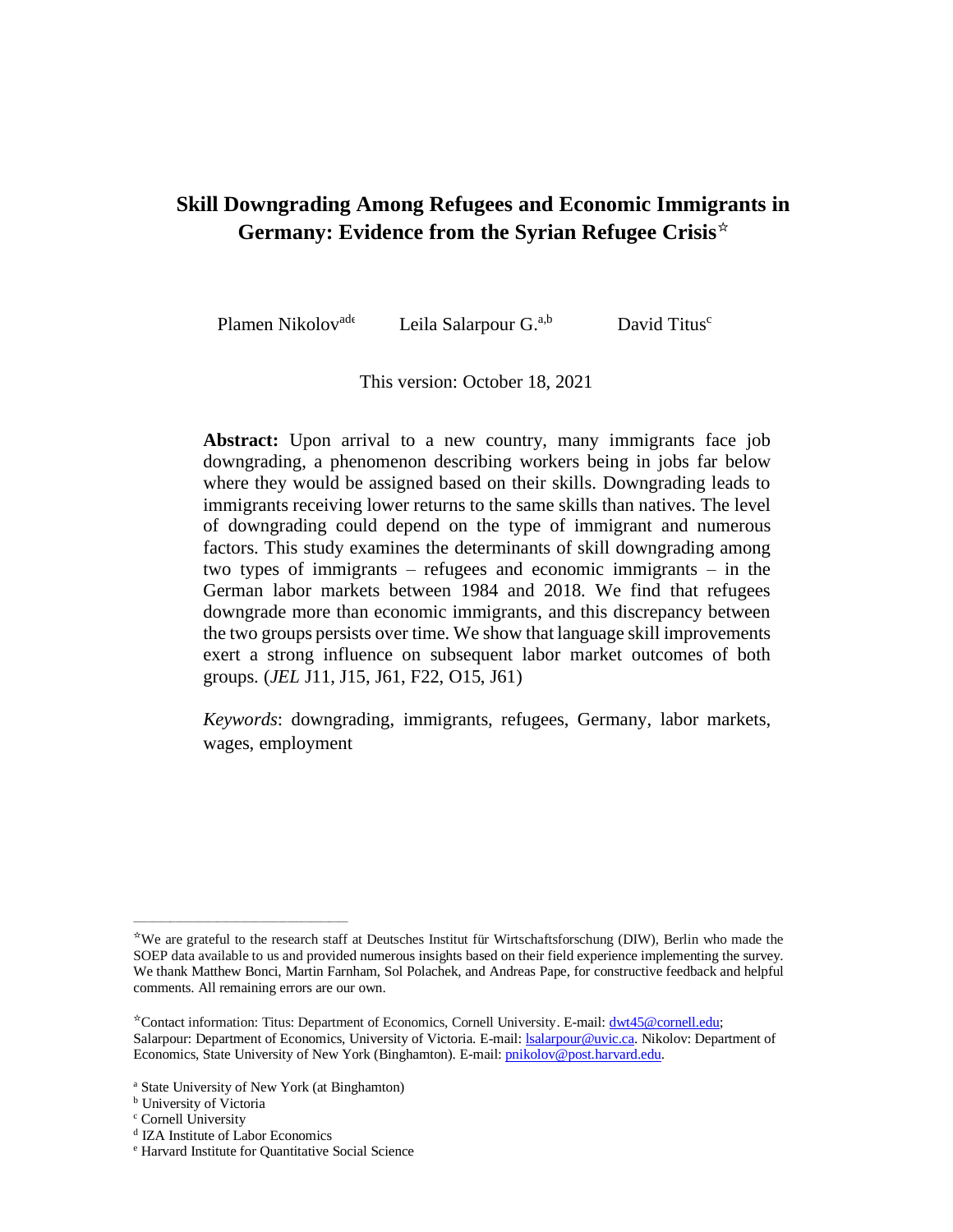# Skill Downgrading Among Refugees and Economic Immigrants in Germany: Evidence from the Syrian Refugee Crisis[☆]

Plamen Nikolov[ade] Leila Salarpour G.[a,b] David Titus[c]

This version: October 18, 2021

**Abstract:** Upon arrival to a new country, many immigrants face job downgrading, a phenomenon describing workers being in jobs far below where they would be assigned based on their skills. Downgrading leads to immigrants receiving lower returns to the same skills than natives. The level of downgrading could depend on the type of immigrant and numerous factors. This study examines the determinants of skill downgrading among two types of immigrants – refugees and economic immigrants – in the German labor markets between 1984 and 2018. We find that refugees downgrade more than economic immigrants, and this discrepancy between the two groups persists over time. We show that language skill improvements exert a strong influence on subsequent labor market outcomes of both groups. (*JEL* J11, J15, J61, F22, O15, J61)

*Keywords*: downgrading, immigrants, refugees, Germany, labor markets, wages, employment

---

[☆]We are grateful to the research staff at Deutsches Institut für Wirtschaftsforschung (DIW), Berlin who made the SOEP data available to us and provided numerous insights based on their field experience implementing the survey. We thank Matthew Bonci, Martin Farnham, Sol Polachek, and Andreas Pape, for constructive feedback and helpful comments. All remaining errors are our own.

[☆]Contact information: Titus: Department of Economics, Cornell University. E-mail: dwt45@cornell.edu; Salarpour: Department of Economics, University of Victoria. E-mail: lsalarpour@uvic.ca. Nikolov: Department of Economics, State University of New York (Binghamton). E-mail: pnikolov@post.harvard.edu.

[a] State University of New York (at Binghamton)
[b] University of Victoria
[c] Cornell University
[d] IZA Institute of Labor Economics
[e] Harvard Institute for Quantitative Social Science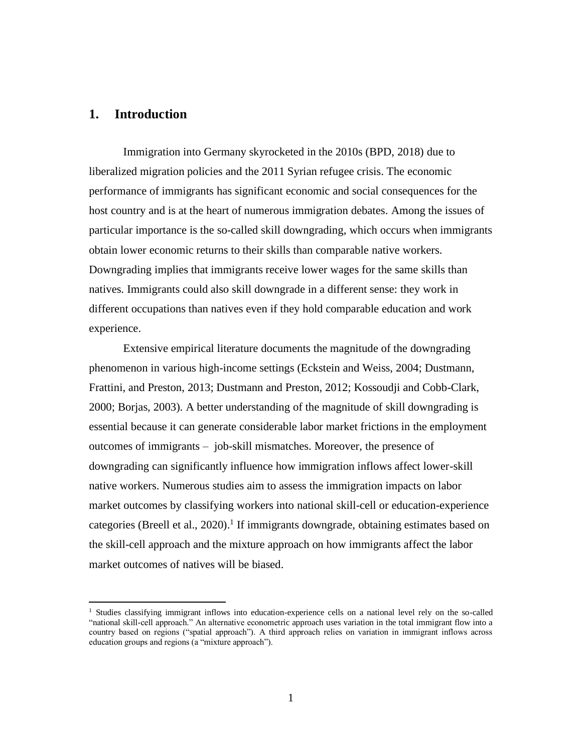# 1. Introduction

Immigration into Germany skyrocketed in the 2010s (BPD, 2018) due to liberalized migration policies and the 2011 Syrian refugee crisis. The economic performance of immigrants has significant economic and social consequences for the host country and is at the heart of numerous immigration debates. Among the issues of particular importance is the so-called skill downgrading, which occurs when immigrants obtain lower economic returns to their skills than comparable native workers. Downgrading implies that immigrants receive lower wages for the same skills than natives. Immigrants could also skill downgrade in a different sense: they work in different occupations than natives even if they hold comparable education and work experience.

Extensive empirical literature documents the magnitude of the downgrading phenomenon in various high-income settings (Eckstein and Weiss, 2004; Dustmann, Frattini, and Preston, 2013; Dustmann and Preston, 2012; Kossoudji and Cobb-Clark, 2000; Borjas, 2003). A better understanding of the magnitude of skill downgrading is essential because it can generate considerable labor market frictions in the employment outcomes of immigrants – job-skill mismatches. Moreover, the presence of downgrading can significantly influence how immigration inflows affect lower-skill native workers. Numerous studies aim to assess the immigration impacts on labor market outcomes by classifying workers into national skill-cell or education-experience categories (Breell et al., 2020).[1] If immigrants downgrade, obtaining estimates based on the skill-cell approach and the mixture approach on how immigrants affect the labor market outcomes of natives will be biased.

[1] Studies classifying immigrant inflows into education-experience cells on a national level rely on the so-called "national skill-cell approach." An alternative econometric approach uses variation in the total immigrant flow into a country based on regions ("spatial approach"). A third approach relies on variation in immigrant inflows across education groups and regions (a "mixture approach").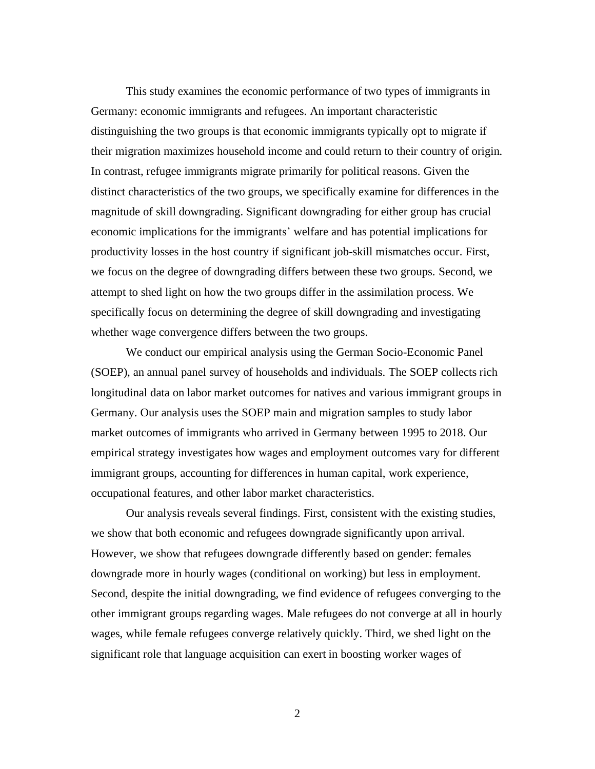This study examines the economic performance of two types of immigrants in Germany: economic immigrants and refugees. An important characteristic distinguishing the two groups is that economic immigrants typically opt to migrate if their migration maximizes household income and could return to their country of origin. In contrast, refugee immigrants migrate primarily for political reasons. Given the distinct characteristics of the two groups, we specifically examine for differences in the magnitude of skill downgrading. Significant downgrading for either group has crucial economic implications for the immigrants' welfare and has potential implications for productivity losses in the host country if significant job-skill mismatches occur. First, we focus on the degree of downgrading differs between these two groups. Second, we attempt to shed light on how the two groups differ in the assimilation process. We specifically focus on determining the degree of skill downgrading and investigating whether wage convergence differs between the two groups.

We conduct our empirical analysis using the German Socio-Economic Panel (SOEP), an annual panel survey of households and individuals. The SOEP collects rich longitudinal data on labor market outcomes for natives and various immigrant groups in Germany. Our analysis uses the SOEP main and migration samples to study labor market outcomes of immigrants who arrived in Germany between 1995 to 2018. Our empirical strategy investigates how wages and employment outcomes vary for different immigrant groups, accounting for differences in human capital, work experience, occupational features, and other labor market characteristics.

Our analysis reveals several findings. First, consistent with the existing studies, we show that both economic and refugees downgrade significantly upon arrival. However, we show that refugees downgrade differently based on gender: females downgrade more in hourly wages (conditional on working) but less in employment. Second, despite the initial downgrading, we find evidence of refugees converging to the other immigrant groups regarding wages. Male refugees do not converge at all in hourly wages, while female refugees converge relatively quickly. Third, we shed light on the significant role that language acquisition can exert in boosting worker wages of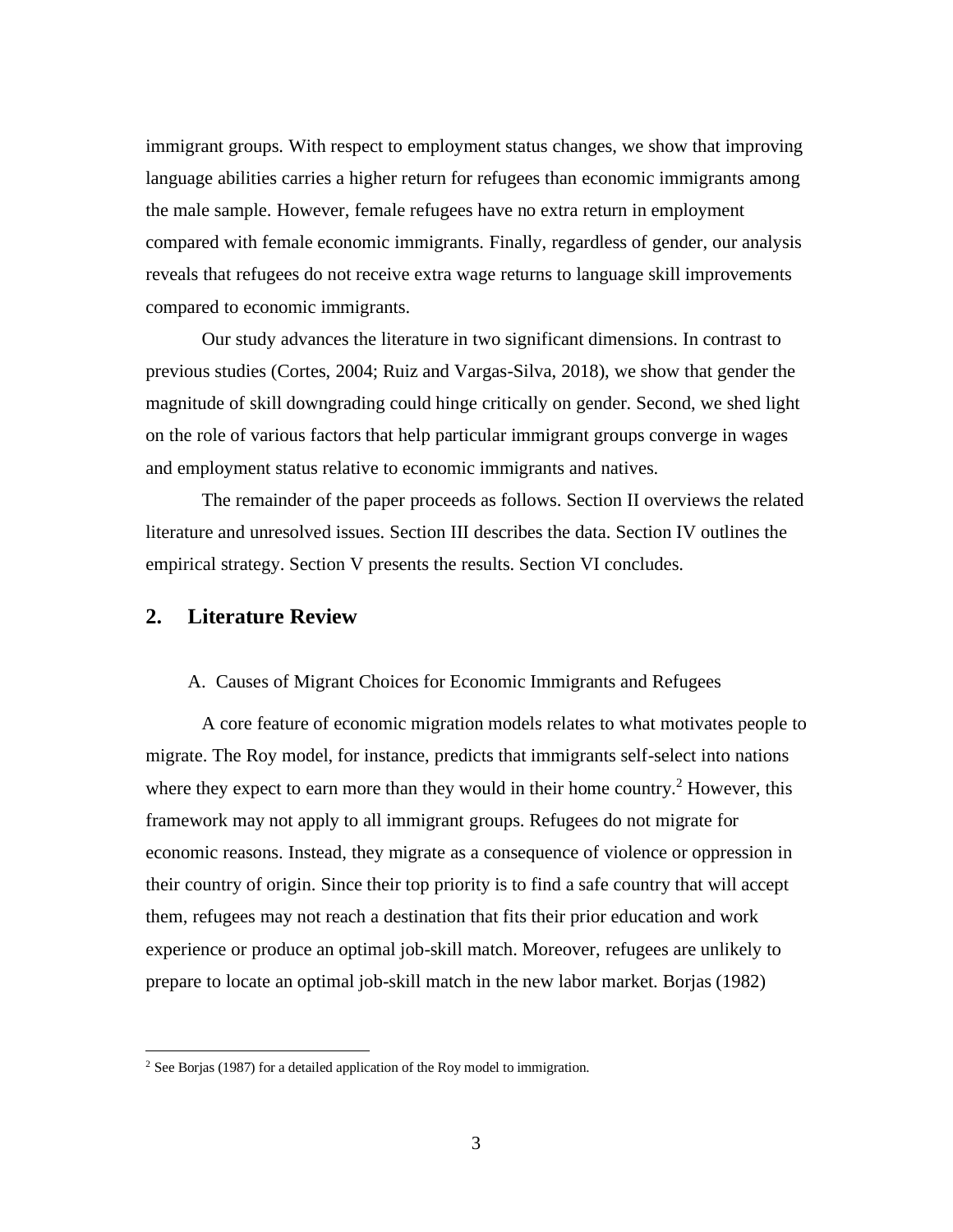immigrant groups. With respect to employment status changes, we show that improving language abilities carries a higher return for refugees than economic immigrants among the male sample. However, female refugees have no extra return in employment compared with female economic immigrants. Finally, regardless of gender, our analysis reveals that refugees do not receive extra wage returns to language skill improvements compared to economic immigrants.

Our study advances the literature in two significant dimensions. In contrast to previous studies (Cortes, 2004; Ruiz and Vargas-Silva, 2018), we show that gender the magnitude of skill downgrading could hinge critically on gender. Second, we shed light on the role of various factors that help particular immigrant groups converge in wages and employment status relative to economic immigrants and natives.

The remainder of the paper proceeds as follows. Section II overviews the related literature and unresolved issues. Section III describes the data. Section IV outlines the empirical strategy. Section V presents the results. Section VI concludes.

## 2. Literature Review

### A. Causes of Migrant Choices for Economic Immigrants and Refugees

A core feature of economic migration models relates to what motivates people to migrate. The Roy model, for instance, predicts that immigrants self-select into nations where they expect to earn more than they would in their home country.[2] However, this framework may not apply to all immigrant groups. Refugees do not migrate for economic reasons. Instead, they migrate as a consequence of violence or oppression in their country of origin. Since their top priority is to find a safe country that will accept them, refugees may not reach a destination that fits their prior education and work experience or produce an optimal job-skill match. Moreover, refugees are unlikely to prepare to locate an optimal job-skill match in the new labor market. Borjas (1982)

[2] See Borjas (1987) for a detailed application of the Roy model to immigration.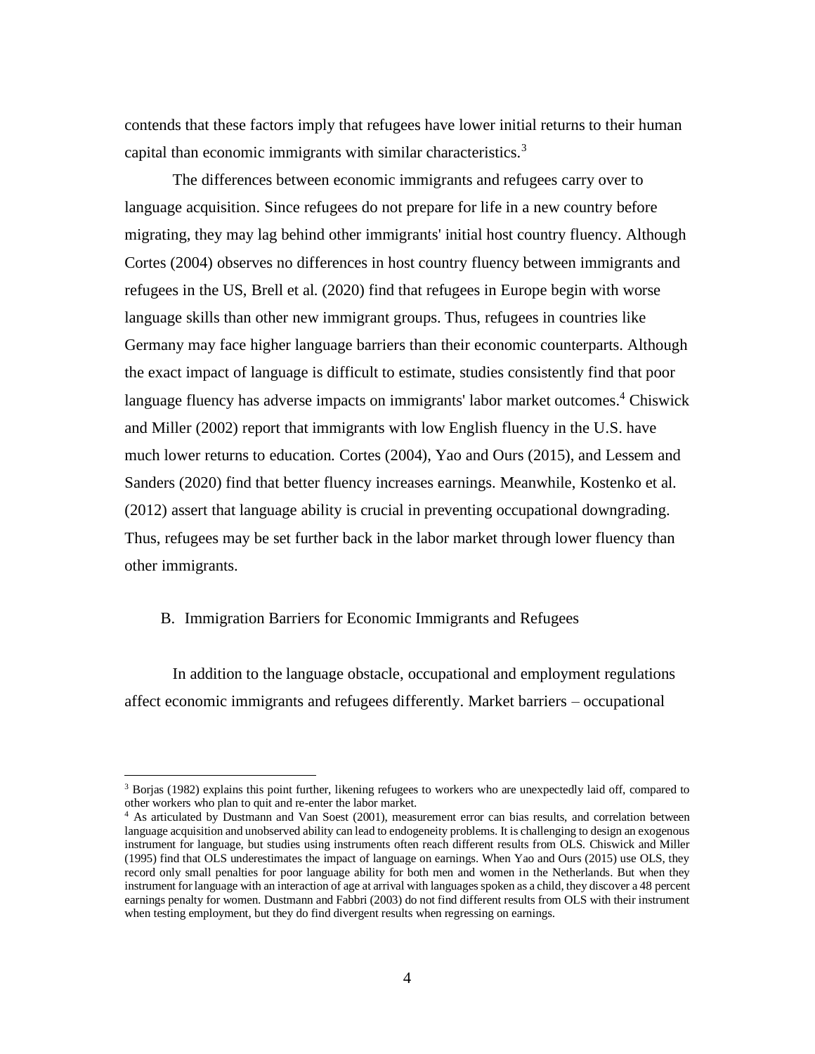contends that these factors imply that refugees have lower initial returns to their human capital than economic immigrants with similar characteristics.[3]

The differences between economic immigrants and refugees carry over to language acquisition. Since refugees do not prepare for life in a new country before migrating, they may lag behind other immigrants' initial host country fluency. Although Cortes (2004) observes no differences in host country fluency between immigrants and refugees in the US, Brell et al. (2020) find that refugees in Europe begin with worse language skills than other new immigrant groups. Thus, refugees in countries like Germany may face higher language barriers than their economic counterparts. Although the exact impact of language is difficult to estimate, studies consistently find that poor language fluency has adverse impacts on immigrants' labor market outcomes.[4] Chiswick and Miller (2002) report that immigrants with low English fluency in the U.S. have much lower returns to education. Cortes (2004), Yao and Ours (2015), and Lessem and Sanders (2020) find that better fluency increases earnings. Meanwhile, Kostenko et al. (2012) assert that language ability is crucial in preventing occupational downgrading. Thus, refugees may be set further back in the labor market through lower fluency than other immigrants.

### B. Immigration Barriers for Economic Immigrants and Refugees

In addition to the language obstacle, occupational and employment regulations affect economic immigrants and refugees differently. Market barriers – occupational

[3] Borjas (1982) explains this point further, likening refugees to workers who are unexpectedly laid off, compared to other workers who plan to quit and re-enter the labor market.

[4] As articulated by Dustmann and Van Soest (2001), measurement error can bias results, and correlation between language acquisition and unobserved ability can lead to endogeneity problems. It is challenging to design an exogenous instrument for language, but studies using instruments often reach different results from OLS. Chiswick and Miller (1995) find that OLS underestimates the impact of language on earnings. When Yao and Ours (2015) use OLS, they record only small penalties for poor language ability for both men and women in the Netherlands. But when they instrument for language with an interaction of age at arrival with languages spoken as a child, they discover a 48 percent earnings penalty for women. Dustmann and Fabbri (2003) do not find different results from OLS with their instrument when testing employment, but they do find divergent results when regressing on earnings.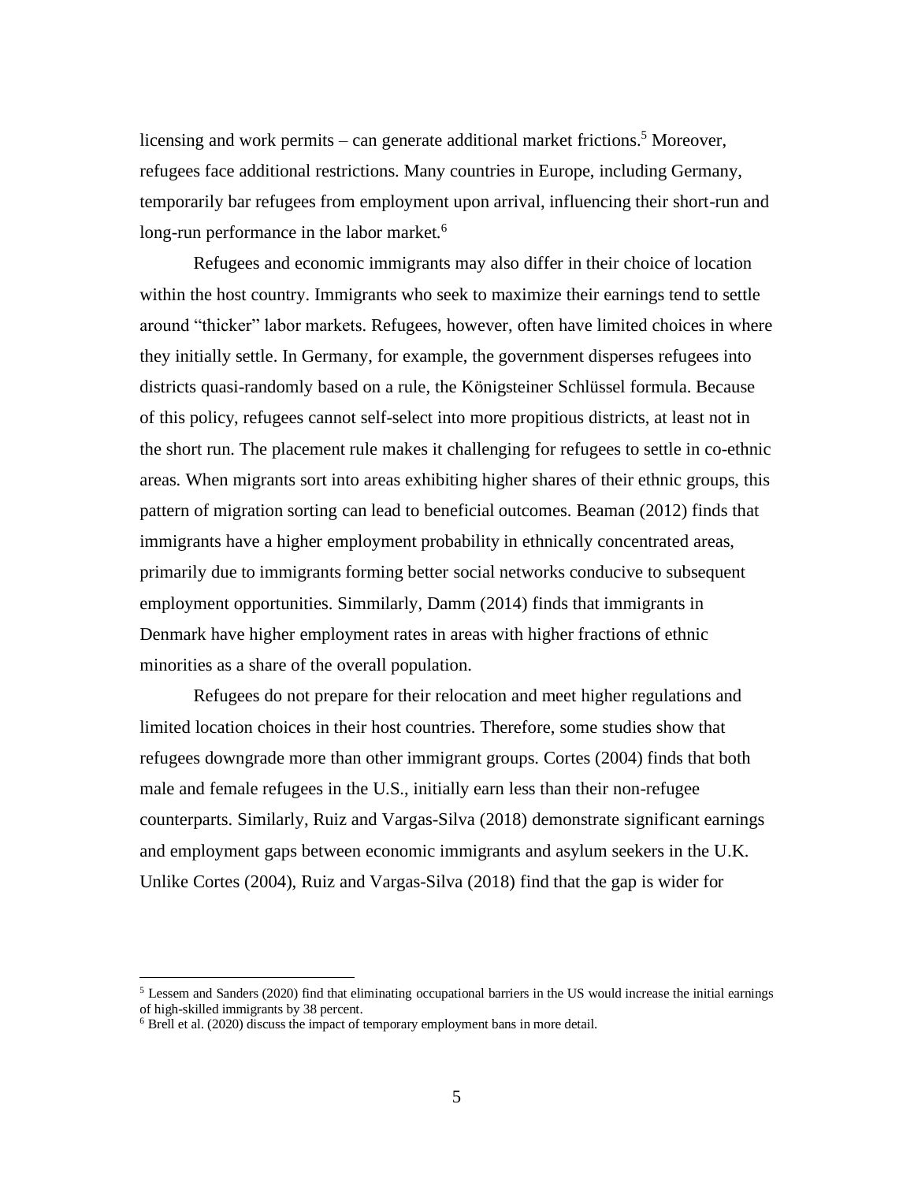licensing and work permits – can generate additional market frictions.[5] Moreover, refugees face additional restrictions. Many countries in Europe, including Germany, temporarily bar refugees from employment upon arrival, influencing their short-run and long-run performance in the labor market.[6]

Refugees and economic immigrants may also differ in their choice of location within the host country. Immigrants who seek to maximize their earnings tend to settle around "thicker" labor markets. Refugees, however, often have limited choices in where they initially settle. In Germany, for example, the government disperses refugees into districts quasi-randomly based on a rule, the Königsteiner Schlüssel formula. Because of this policy, refugees cannot self-select into more propitious districts, at least not in the short run. The placement rule makes it challenging for refugees to settle in co-ethnic areas. When migrants sort into areas exhibiting higher shares of their ethnic groups, this pattern of migration sorting can lead to beneficial outcomes. Beaman (2012) finds that immigrants have a higher employment probability in ethnically concentrated areas, primarily due to immigrants forming better social networks conducive to subsequent employment opportunities. Simmilarly, Damm (2014) finds that immigrants in Denmark have higher employment rates in areas with higher fractions of ethnic minorities as a share of the overall population.

Refugees do not prepare for their relocation and meet higher regulations and limited location choices in their host countries. Therefore, some studies show that refugees downgrade more than other immigrant groups. Cortes (2004) finds that both male and female refugees in the U.S., initially earn less than their non-refugee counterparts. Similarly, Ruiz and Vargas-Silva (2018) demonstrate significant earnings and employment gaps between economic immigrants and asylum seekers in the U.K. Unlike Cortes (2004), Ruiz and Vargas-Silva (2018) find that the gap is wider for

[5] Lessem and Sanders (2020) find that eliminating occupational barriers in the US would increase the initial earnings of high-skilled immigrants by 38 percent.

[6] Brell et al. (2020) discuss the impact of temporary employment bans in more detail.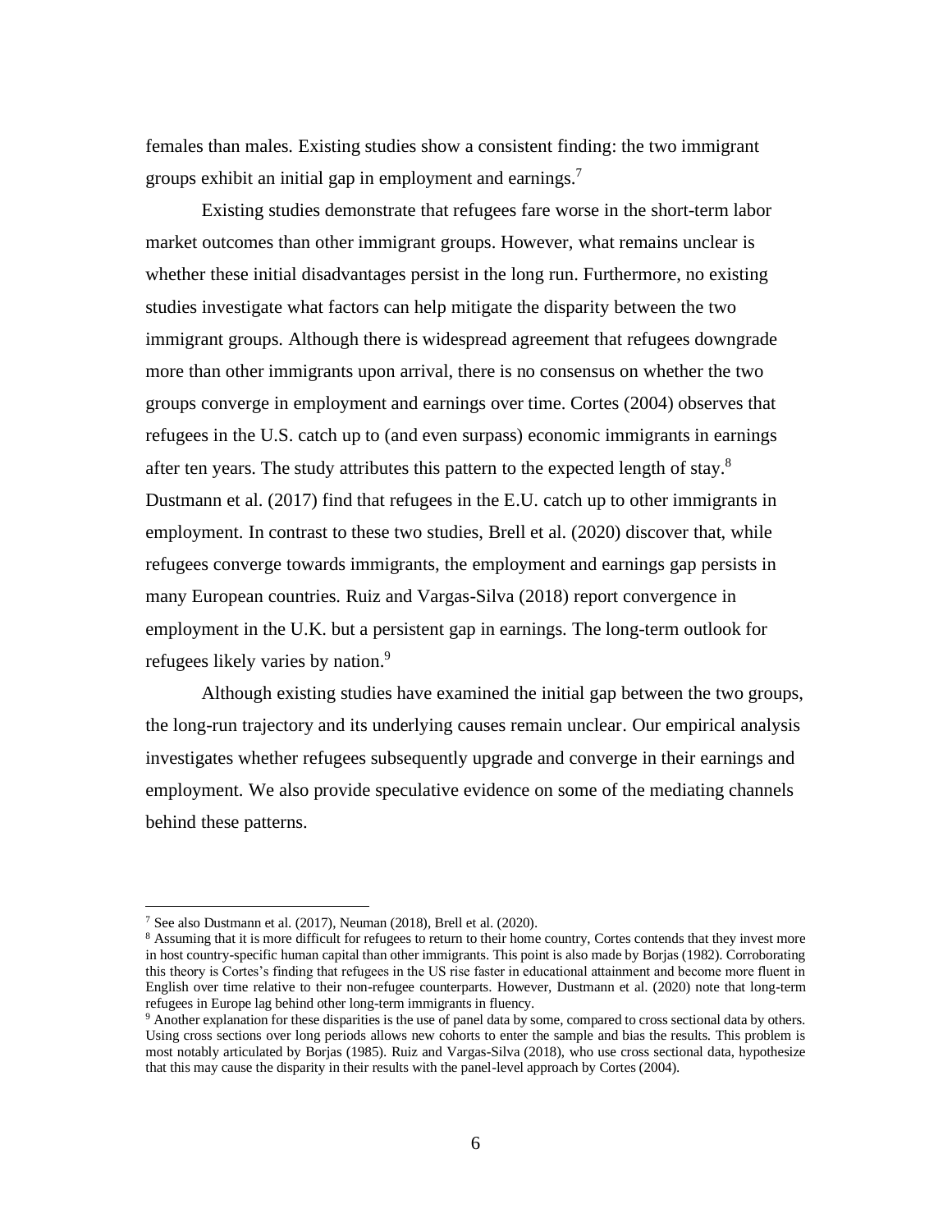females than males. Existing studies show a consistent finding: the two immigrant groups exhibit an initial gap in employment and earnings.[7]

Existing studies demonstrate that refugees fare worse in the short-term labor market outcomes than other immigrant groups. However, what remains unclear is whether these initial disadvantages persist in the long run. Furthermore, no existing studies investigate what factors can help mitigate the disparity between the two immigrant groups. Although there is widespread agreement that refugees downgrade more than other immigrants upon arrival, there is no consensus on whether the two groups converge in employment and earnings over time. Cortes (2004) observes that refugees in the U.S. catch up to (and even surpass) economic immigrants in earnings after ten years. The study attributes this pattern to the expected length of stay.[8] Dustmann et al. (2017) find that refugees in the E.U. catch up to other immigrants in employment. In contrast to these two studies, Brell et al. (2020) discover that, while refugees converge towards immigrants, the employment and earnings gap persists in many European countries. Ruiz and Vargas-Silva (2018) report convergence in employment in the U.K. but a persistent gap in earnings. The long-term outlook for refugees likely varies by nation.[9]

Although existing studies have examined the initial gap between the two groups, the long-run trajectory and its underlying causes remain unclear. Our empirical analysis investigates whether refugees subsequently upgrade and converge in their earnings and employment. We also provide speculative evidence on some of the mediating channels behind these patterns.

---

[7] See also Dustmann et al. (2017), Neuman (2018), Brell et al. (2020).

[8] Assuming that it is more difficult for refugees to return to their home country, Cortes contends that they invest more in host country-specific human capital than other immigrants. This point is also made by Borjas (1982). Corroborating this theory is Cortes's finding that refugees in the US rise faster in educational attainment and become more fluent in English over time relative to their non-refugee counterparts. However, Dustmann et al. (2020) note that long-term refugees in Europe lag behind other long-term immigrants in fluency.

[9] Another explanation for these disparities is the use of panel data by some, compared to cross sectional data by others. Using cross sections over long periods allows new cohorts to enter the sample and bias the results. This problem is most notably articulated by Borjas (1985). Ruiz and Vargas-Silva (2018), who use cross sectional data, hypothesize that this may cause the disparity in their results with the panel-level approach by Cortes (2004).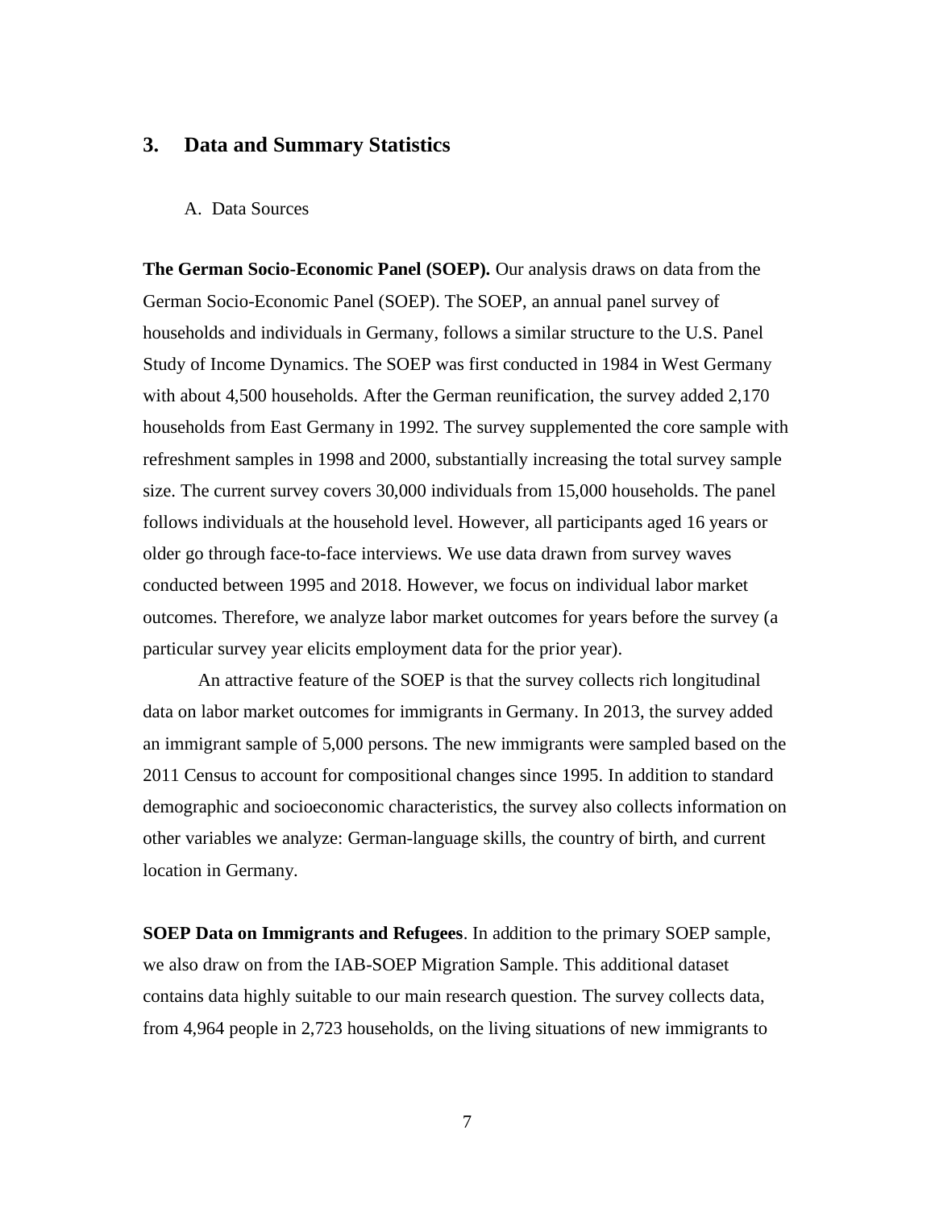## 3. Data and Summary Statistics

### A. Data Sources

**The German Socio-Economic Panel (SOEP).** Our analysis draws on data from the German Socio-Economic Panel (SOEP). The SOEP, an annual panel survey of households and individuals in Germany, follows a similar structure to the U.S. Panel Study of Income Dynamics. The SOEP was first conducted in 1984 in West Germany with about 4,500 households. After the German reunification, the survey added 2,170 households from East Germany in 1992. The survey supplemented the core sample with refreshment samples in 1998 and 2000, substantially increasing the total survey sample size. The current survey covers 30,000 individuals from 15,000 households. The panel follows individuals at the household level. However, all participants aged 16 years or older go through face-to-face interviews. We use data drawn from survey waves conducted between 1995 and 2018. However, we focus on individual labor market outcomes. Therefore, we analyze labor market outcomes for years before the survey (a particular survey year elicits employment data for the prior year).

An attractive feature of the SOEP is that the survey collects rich longitudinal data on labor market outcomes for immigrants in Germany. In 2013, the survey added an immigrant sample of 5,000 persons. The new immigrants were sampled based on the 2011 Census to account for compositional changes since 1995. In addition to standard demographic and socioeconomic characteristics, the survey also collects information on other variables we analyze: German-language skills, the country of birth, and current location in Germany.

**SOEP Data on Immigrants and Refugees**. In addition to the primary SOEP sample, we also draw on from the IAB-SOEP Migration Sample. This additional dataset contains data highly suitable to our main research question. The survey collects data, from 4,964 people in 2,723 households, on the living situations of new immigrants to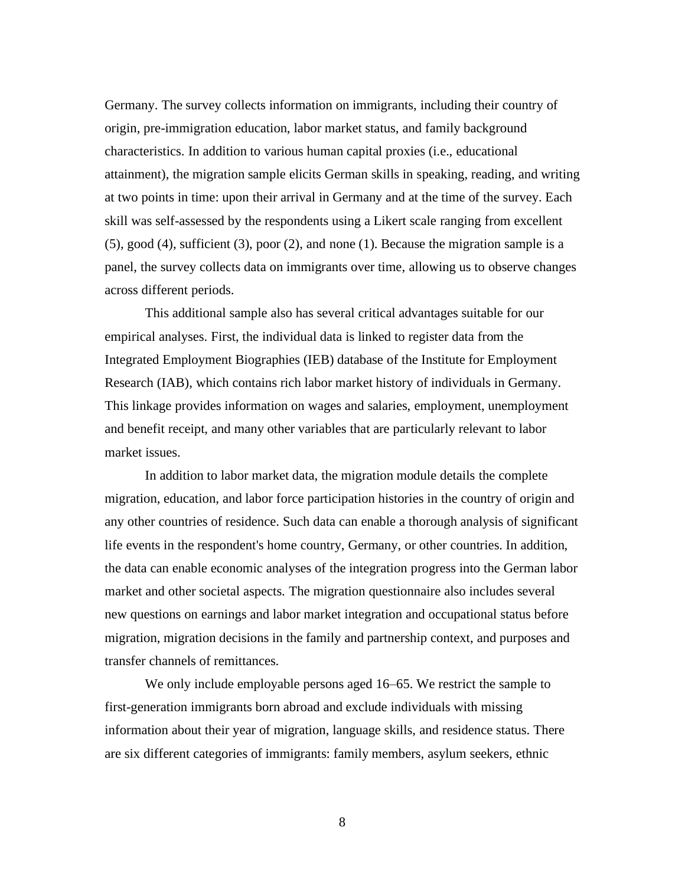Germany. The survey collects information on immigrants, including their country of origin, pre-immigration education, labor market status, and family background characteristics. In addition to various human capital proxies (i.e., educational attainment), the migration sample elicits German skills in speaking, reading, and writing at two points in time: upon their arrival in Germany and at the time of the survey. Each skill was self-assessed by the respondents using a Likert scale ranging from excellent (5), good (4), sufficient (3), poor (2), and none (1). Because the migration sample is a panel, the survey collects data on immigrants over time, allowing us to observe changes across different periods.

This additional sample also has several critical advantages suitable for our empirical analyses. First, the individual data is linked to register data from the Integrated Employment Biographies (IEB) database of the Institute for Employment Research (IAB), which contains rich labor market history of individuals in Germany. This linkage provides information on wages and salaries, employment, unemployment and benefit receipt, and many other variables that are particularly relevant to labor market issues.

In addition to labor market data, the migration module details the complete migration, education, and labor force participation histories in the country of origin and any other countries of residence. Such data can enable a thorough analysis of significant life events in the respondent's home country, Germany, or other countries. In addition, the data can enable economic analyses of the integration progress into the German labor market and other societal aspects. The migration questionnaire also includes several new questions on earnings and labor market integration and occupational status before migration, migration decisions in the family and partnership context, and purposes and transfer channels of remittances.

We only include employable persons aged 16–65. We restrict the sample to first-generation immigrants born abroad and exclude individuals with missing information about their year of migration, language skills, and residence status. There are six different categories of immigrants: family members, asylum seekers, ethnic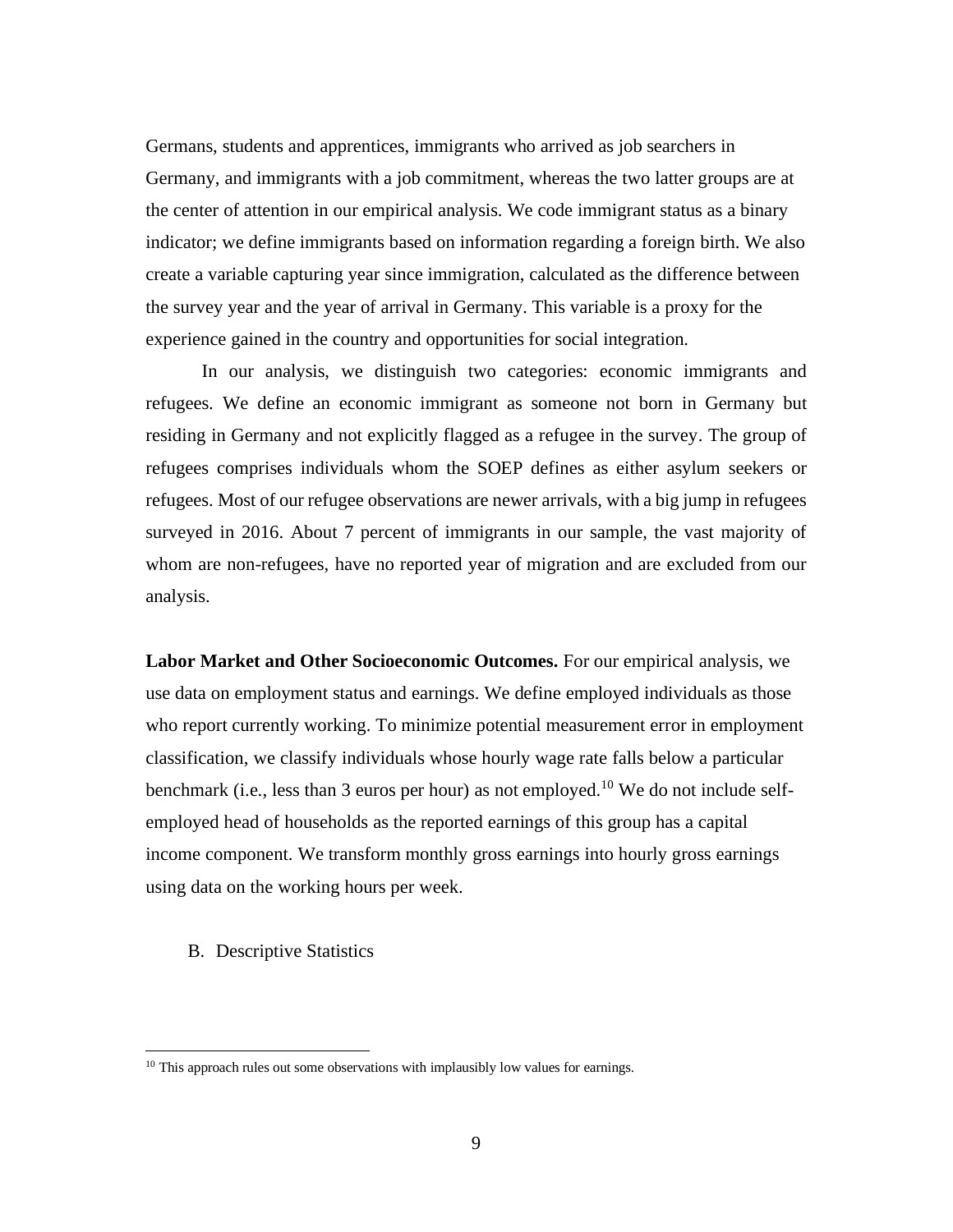Germans, students and apprentices, immigrants who arrived as job searchers in Germany, and immigrants with a job commitment, whereas the two latter groups are at the center of attention in our empirical analysis. We code immigrant status as a binary indicator; we define immigrants based on information regarding a foreign birth. We also create a variable capturing year since immigration, calculated as the difference between the survey year and the year of arrival in Germany. This variable is a proxy for the experience gained in the country and opportunities for social integration.

In our analysis, we distinguish two categories: economic immigrants and refugees. We define an economic immigrant as someone not born in Germany but residing in Germany and not explicitly flagged as a refugee in the survey. The group of refugees comprises individuals whom the SOEP defines as either asylum seekers or refugees. Most of our refugee observations are newer arrivals, with a big jump in refugees surveyed in 2016. About 7 percent of immigrants in our sample, the vast majority of whom are non-refugees, have no reported year of migration and are excluded from our analysis.

**Labor Market and Other Socioeconomic Outcomes.** For our empirical analysis, we use data on employment status and earnings. We define employed individuals as those who report currently working. To minimize potential measurement error in employment classification, we classify individuals whose hourly wage rate falls below a particular benchmark (i.e., less than 3 euros per hour) as not employed.[10] We do not include self-employed head of households as the reported earnings of this group has a capital income component. We transform monthly gross earnings into hourly gross earnings using data on the working hours per week.

## B. Descriptive Statistics

[10] This approach rules out some observations with implausibly low values for earnings.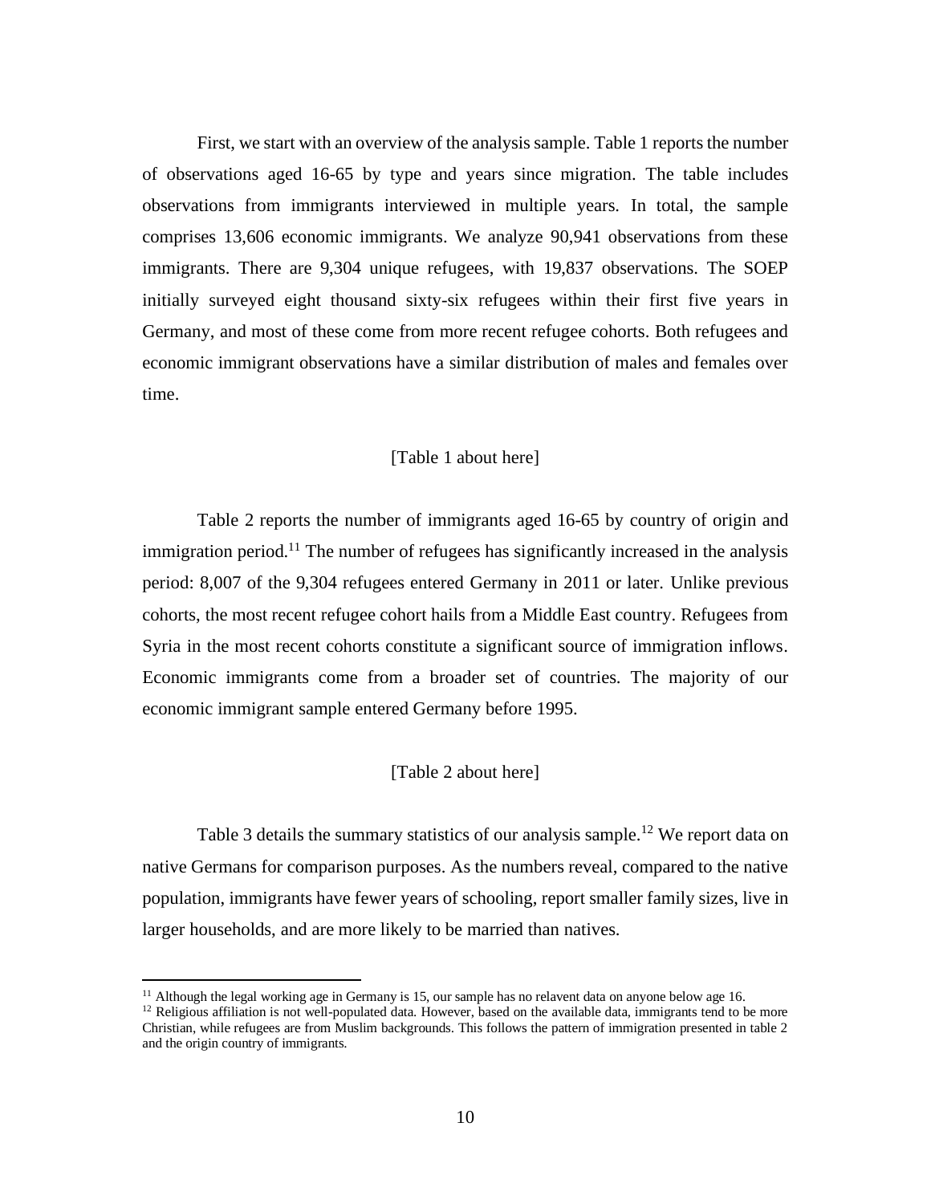First, we start with an overview of the analysis sample. Table 1 reports the number of observations aged 16-65 by type and years since migration. The table includes observations from immigrants interviewed in multiple years. In total, the sample comprises 13,606 economic immigrants. We analyze 90,941 observations from these immigrants. There are 9,304 unique refugees, with 19,837 observations. The SOEP initially surveyed eight thousand sixty-six refugees within their first five years in Germany, and most of these come from more recent refugee cohorts. Both refugees and economic immigrant observations have a similar distribution of males and females over time.

[Table 1 about here]

Table 2 reports the number of immigrants aged 16-65 by country of origin and immigration period.[11] The number of refugees has significantly increased in the analysis period: 8,007 of the 9,304 refugees entered Germany in 2011 or later. Unlike previous cohorts, the most recent refugee cohort hails from a Middle East country. Refugees from Syria in the most recent cohorts constitute a significant source of immigration inflows. Economic immigrants come from a broader set of countries. The majority of our economic immigrant sample entered Germany before 1995.

[Table 2 about here]

Table 3 details the summary statistics of our analysis sample.[12] We report data on native Germans for comparison purposes. As the numbers reveal, compared to the native population, immigrants have fewer years of schooling, report smaller family sizes, live in larger households, and are more likely to be married than natives.

---

[11] Although the legal working age in Germany is 15, our sample has no relavent data on anyone below age 16.

[12] Religious affiliation is not well-populated data. However, based on the available data, immigrants tend to be more Christian, while refugees are from Muslim backgrounds. This follows the pattern of immigration presented in table 2 and the origin country of immigrants.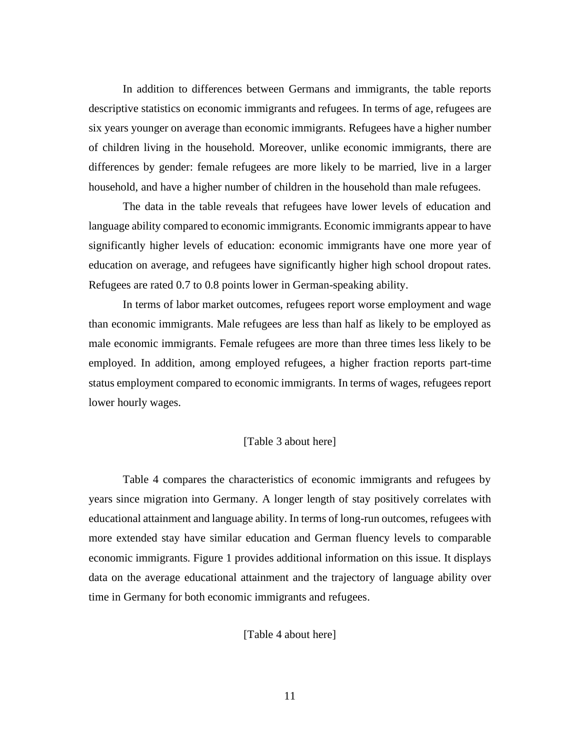In addition to differences between Germans and immigrants, the table reports descriptive statistics on economic immigrants and refugees. In terms of age, refugees are six years younger on average than economic immigrants. Refugees have a higher number of children living in the household. Moreover, unlike economic immigrants, there are differences by gender: female refugees are more likely to be married, live in a larger household, and have a higher number of children in the household than male refugees.

The data in the table reveals that refugees have lower levels of education and language ability compared to economic immigrants. Economic immigrants appear to have significantly higher levels of education: economic immigrants have one more year of education on average, and refugees have significantly higher high school dropout rates. Refugees are rated 0.7 to 0.8 points lower in German-speaking ability.

In terms of labor market outcomes, refugees report worse employment and wage than economic immigrants. Male refugees are less than half as likely to be employed as male economic immigrants. Female refugees are more than three times less likely to be employed. In addition, among employed refugees, a higher fraction reports part-time status employment compared to economic immigrants. In terms of wages, refugees report lower hourly wages.

[Table 3 about here]

Table 4 compares the characteristics of economic immigrants and refugees by years since migration into Germany. A longer length of stay positively correlates with educational attainment and language ability. In terms of long-run outcomes, refugees with more extended stay have similar education and German fluency levels to comparable economic immigrants. Figure 1 provides additional information on this issue. It displays data on the average educational attainment and the trajectory of language ability over time in Germany for both economic immigrants and refugees.

[Table 4 about here]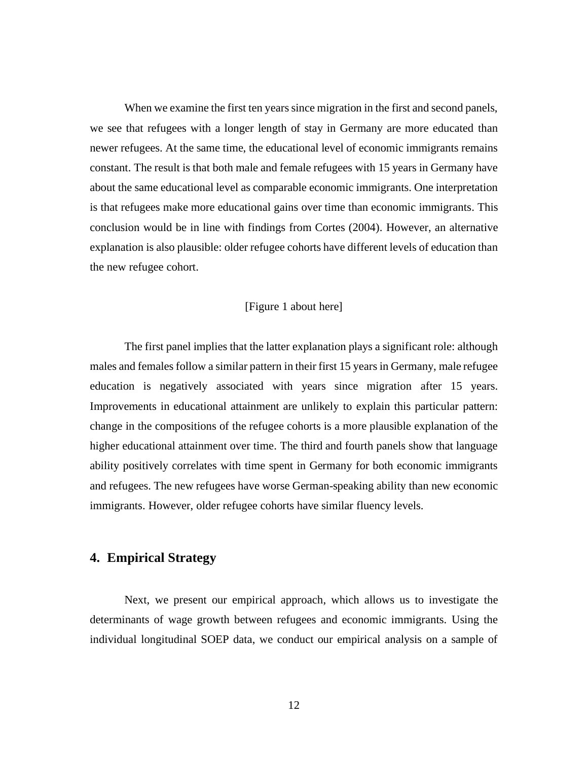When we examine the first ten years since migration in the first and second panels, we see that refugees with a longer length of stay in Germany are more educated than newer refugees. At the same time, the educational level of economic immigrants remains constant. The result is that both male and female refugees with 15 years in Germany have about the same educational level as comparable economic immigrants. One interpretation is that refugees make more educational gains over time than economic immigrants. This conclusion would be in line with findings from Cortes (2004). However, an alternative explanation is also plausible: older refugee cohorts have different levels of education than the new refugee cohort.

[Figure 1 about here]

The first panel implies that the latter explanation plays a significant role: although males and females follow a similar pattern in their first 15 years in Germany, male refugee education is negatively associated with years since migration after 15 years. Improvements in educational attainment are unlikely to explain this particular pattern: change in the compositions of the refugee cohorts is a more plausible explanation of the higher educational attainment over time. The third and fourth panels show that language ability positively correlates with time spent in Germany for both economic immigrants and refugees. The new refugees have worse German-speaking ability than new economic immigrants. However, older refugee cohorts have similar fluency levels.

## 4. Empirical Strategy

Next, we present our empirical approach, which allows us to investigate the determinants of wage growth between refugees and economic immigrants. Using the individual longitudinal SOEP data, we conduct our empirical analysis on a sample of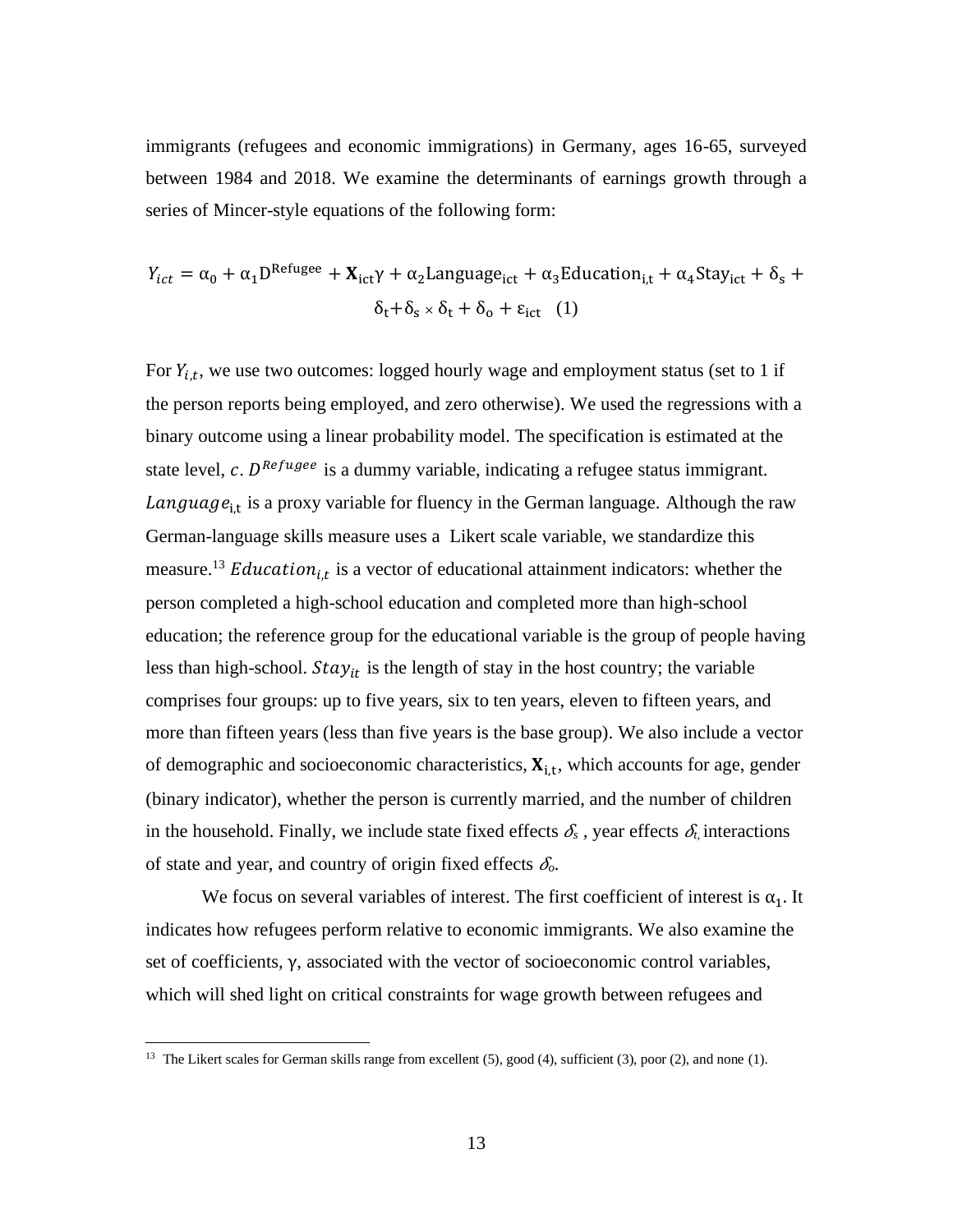immigrants (refugees and economic immigrations) in Germany, ages 16-65, surveyed between 1984 and 2018. We examine the determinants of earnings growth through a series of Mincer-style equations of the following form:

$$Y_{ict} = \alpha_0 + \alpha_1 D^{\text{Refugee}} + \mathbf{X}_{\text{ict}}\gamma + \alpha_2 \text{Language}_{\text{ict}} + \alpha_3 \text{Education}_{\text{i,t}} + \alpha_4 \text{Stay}_{\text{ict}} + \delta_s + \delta_t + \delta_s \times \delta_t + \delta_o + \varepsilon_{\text{ict}} \quad (1)$$

For $Y_{i,t}$, we use two outcomes: logged hourly wage and employment status (set to 1 if the person reports being employed, and zero otherwise). We used the regressions with a binary outcome using a linear probability model. The specification is estimated at the state level, $c$. $D^{Refugee}$ is a dummy variable, indicating a refugee status immigrant. $Language_{i,t}$ is a proxy variable for fluency in the German language. Although the raw German-language skills measure uses a Likert scale variable, we standardize this measure.[13] $Education_{i,t}$ is a vector of educational attainment indicators: whether the person completed a high-school education and completed more than high-school education; the reference group for the educational variable is the group of people having less than high-school. $Stay_{it}$ is the length of stay in the host country; the variable comprises four groups: up to five years, six to ten years, eleven to fifteen years, and more than fifteen years (less than five years is the base group). We also include a vector of demographic and socioeconomic characteristics, $\mathbf{X}_{i,t}$, which accounts for age, gender (binary indicator), whether the person is currently married, and the number of children in the household. Finally, we include state fixed effects $\delta_s$ , year effects $\delta_t$, interactions of state and year, and country of origin fixed effects $\delta_o$.

We focus on several variables of interest. The first coefficient of interest is $\alpha_1$. It indicates how refugees perform relative to economic immigrants. We also examine the set of coefficients, $\gamma$, associated with the vector of socioeconomic control variables, which will shed light on critical constraints for wage growth between refugees and

[13] The Likert scales for German skills range from excellent (5), good (4), sufficient (3), poor (2), and none (1).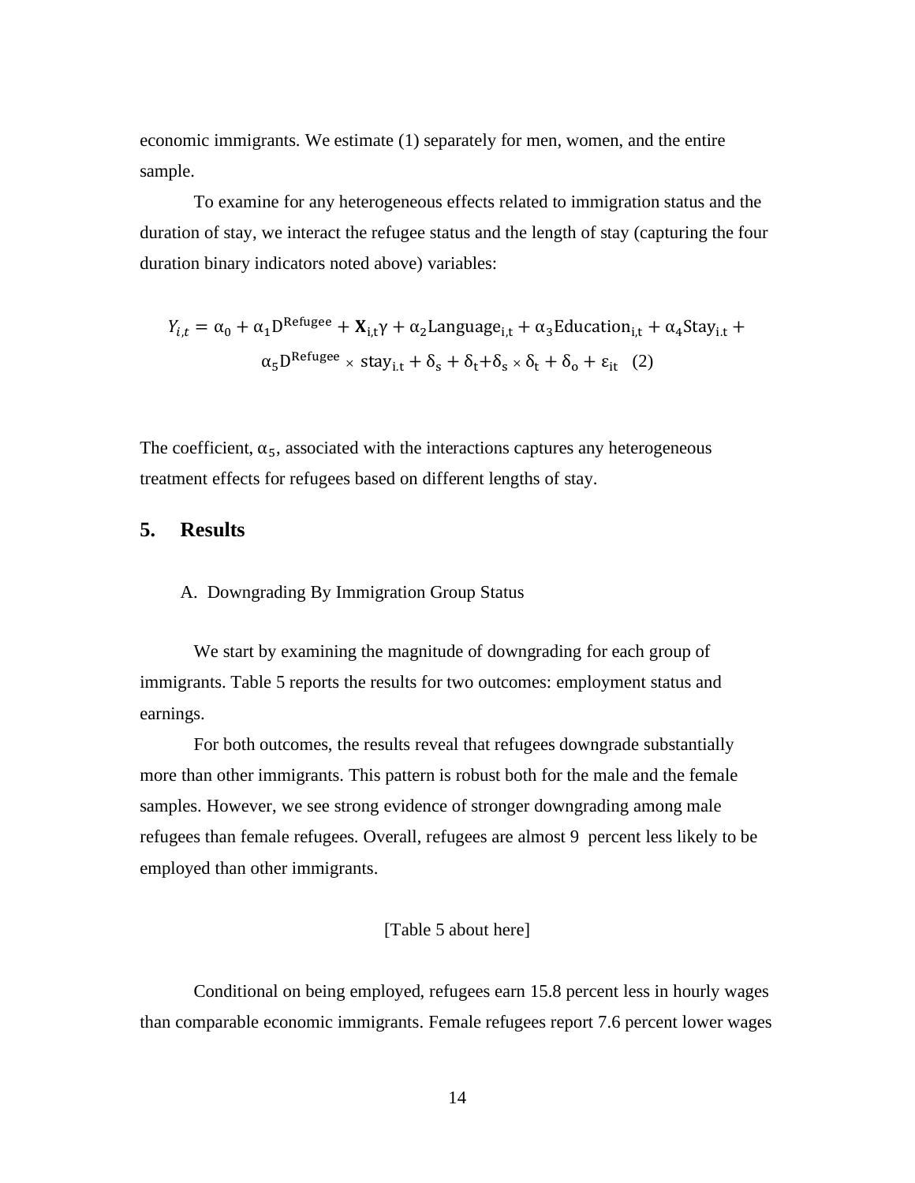economic immigrants. We estimate (1) separately for men, women, and the entire sample.

To examine for any heterogeneous effects related to immigration status and the duration of stay, we interact the refugee status and the length of stay (capturing the four duration binary indicators noted above) variables:

$$Y_{i,t} = \alpha_0 + \alpha_1 \mathrm{D}^{\mathrm{Refugee}} + \mathbf{X}_{\mathrm{i,t}}\gamma + \alpha_2 \mathrm{Language}_{\mathrm{i,t}} + \alpha_3 \mathrm{Education}_{\mathrm{i,t}} + \alpha_4 \mathrm{Stay}_{\mathrm{i.t}} + \alpha_5 \mathrm{D}^{\mathrm{Refugee}} \times \mathrm{stay}_{\mathrm{i.t}} + \delta_{\mathrm{s}} + \delta_{\mathrm{t}} + \delta_{\mathrm{s}} \times \delta_{\mathrm{t}} + \delta_{\mathrm{o}} + \varepsilon_{\mathrm{it}} \quad (2)$$

The coefficient, $\alpha_5$, associated with the interactions captures any heterogeneous treatment effects for refugees based on different lengths of stay.

## 5. Results

### A. Downgrading By Immigration Group Status

We start by examining the magnitude of downgrading for each group of immigrants. Table 5 reports the results for two outcomes: employment status and earnings.

For both outcomes, the results reveal that refugees downgrade substantially more than other immigrants. This pattern is robust both for the male and the female samples. However, we see strong evidence of stronger downgrading among male refugees than female refugees. Overall, refugees are almost 9 percent less likely to be employed than other immigrants.

[Table 5 about here]

Conditional on being employed, refugees earn 15.8 percent less in hourly wages than comparable economic immigrants. Female refugees report 7.6 percent lower wages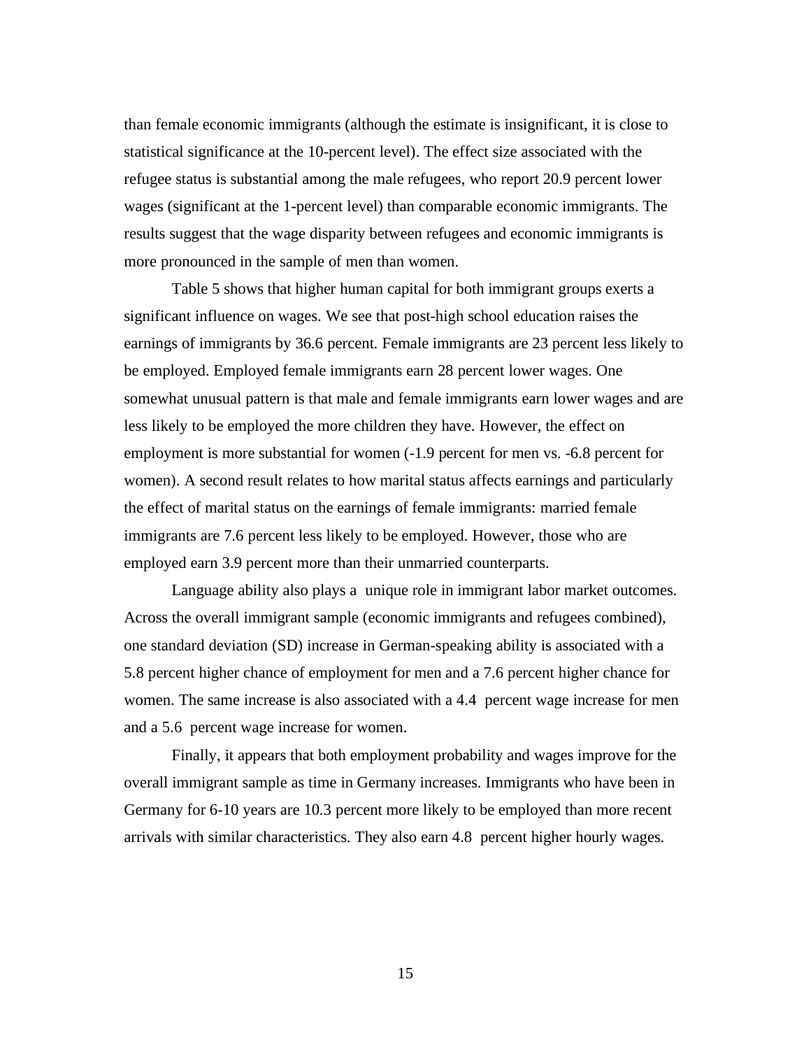than female economic immigrants (although the estimate is insignificant, it is close to statistical significance at the 10-percent level). The effect size associated with the refugee status is substantial among the male refugees, who report 20.9 percent lower wages (significant at the 1-percent level) than comparable economic immigrants. The results suggest that the wage disparity between refugees and economic immigrants is more pronounced in the sample of men than women.

Table 5 shows that higher human capital for both immigrant groups exerts a significant influence on wages. We see that post-high school education raises the earnings of immigrants by 36.6 percent. Female immigrants are 23 percent less likely to be employed. Employed female immigrants earn 28 percent lower wages. One somewhat unusual pattern is that male and female immigrants earn lower wages and are less likely to be employed the more children they have. However, the effect on employment is more substantial for women (-1.9 percent for men vs. -6.8 percent for women). A second result relates to how marital status affects earnings and particularly the effect of marital status on the earnings of female immigrants: married female immigrants are 7.6 percent less likely to be employed. However, those who are employed earn 3.9 percent more than their unmarried counterparts.

Language ability also plays a unique role in immigrant labor market outcomes. Across the overall immigrant sample (economic immigrants and refugees combined), one standard deviation (SD) increase in German-speaking ability is associated with a 5.8 percent higher chance of employment for men and a 7.6 percent higher chance for women. The same increase is also associated with a 4.4 percent wage increase for men and a 5.6 percent wage increase for women.

Finally, it appears that both employment probability and wages improve for the overall immigrant sample as time in Germany increases. Immigrants who have been in Germany for 6-10 years are 10.3 percent more likely to be employed than more recent arrivals with similar characteristics. They also earn 4.8 percent higher hourly wages.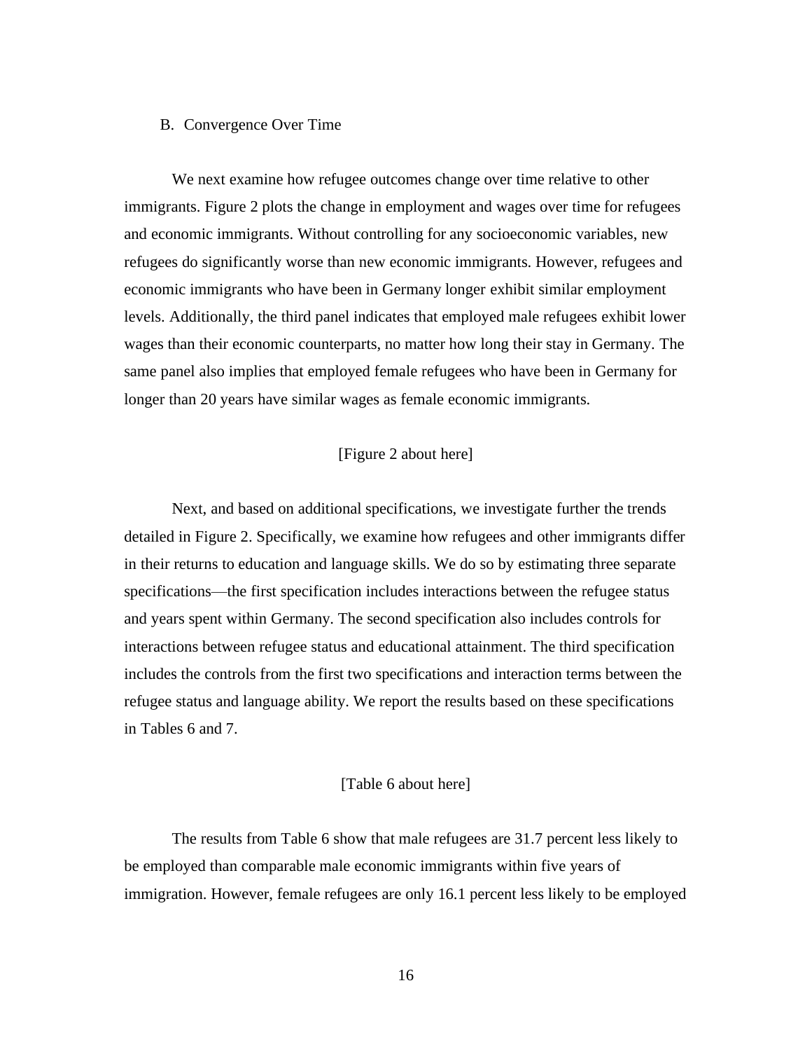## B. Convergence Over Time

We next examine how refugee outcomes change over time relative to other immigrants. Figure 2 plots the change in employment and wages over time for refugees and economic immigrants. Without controlling for any socioeconomic variables, new refugees do significantly worse than new economic immigrants. However, refugees and economic immigrants who have been in Germany longer exhibit similar employment levels. Additionally, the third panel indicates that employed male refugees exhibit lower wages than their economic counterparts, no matter how long their stay in Germany. The same panel also implies that employed female refugees who have been in Germany for longer than 20 years have similar wages as female economic immigrants.

[Figure 2 about here]

Next, and based on additional specifications, we investigate further the trends detailed in Figure 2. Specifically, we examine how refugees and other immigrants differ in their returns to education and language skills. We do so by estimating three separate specifications—the first specification includes interactions between the refugee status and years spent within Germany. The second specification also includes controls for interactions between refugee status and educational attainment. The third specification includes the controls from the first two specifications and interaction terms between the refugee status and language ability. We report the results based on these specifications in Tables 6 and 7.

[Table 6 about here]

The results from Table 6 show that male refugees are 31.7 percent less likely to be employed than comparable male economic immigrants within five years of immigration. However, female refugees are only 16.1 percent less likely to be employed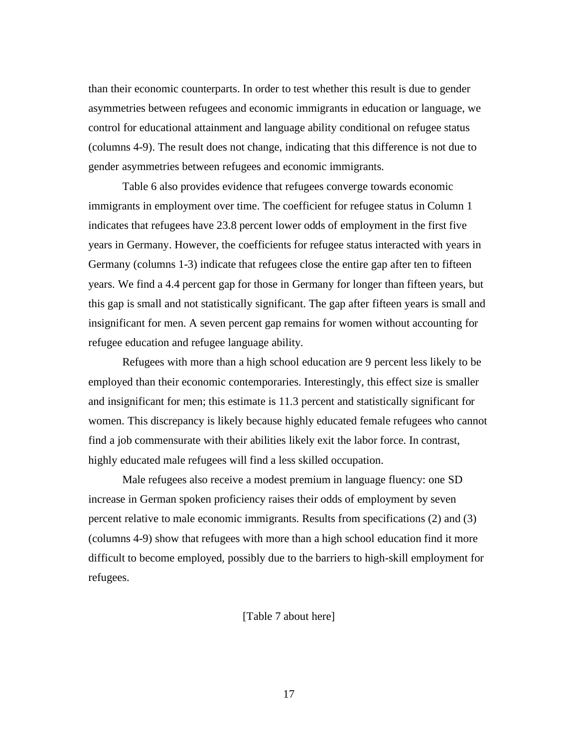than their economic counterparts. In order to test whether this result is due to gender asymmetries between refugees and economic immigrants in education or language, we control for educational attainment and language ability conditional on refugee status (columns 4-9). The result does not change, indicating that this difference is not due to gender asymmetries between refugees and economic immigrants.

Table 6 also provides evidence that refugees converge towards economic immigrants in employment over time. The coefficient for refugee status in Column 1 indicates that refugees have 23.8 percent lower odds of employment in the first five years in Germany. However, the coefficients for refugee status interacted with years in Germany (columns 1-3) indicate that refugees close the entire gap after ten to fifteen years. We find a 4.4 percent gap for those in Germany for longer than fifteen years, but this gap is small and not statistically significant. The gap after fifteen years is small and insignificant for men. A seven percent gap remains for women without accounting for refugee education and refugee language ability.

Refugees with more than a high school education are 9 percent less likely to be employed than their economic contemporaries. Interestingly, this effect size is smaller and insignificant for men; this estimate is 11.3 percent and statistically significant for women. This discrepancy is likely because highly educated female refugees who cannot find a job commensurate with their abilities likely exit the labor force. In contrast, highly educated male refugees will find a less skilled occupation.

Male refugees also receive a modest premium in language fluency: one SD increase in German spoken proficiency raises their odds of employment by seven percent relative to male economic immigrants. Results from specifications (2) and (3) (columns 4-9) show that refugees with more than a high school education find it more difficult to become employed, possibly due to the barriers to high-skill employment for refugees.

[Table 7 about here]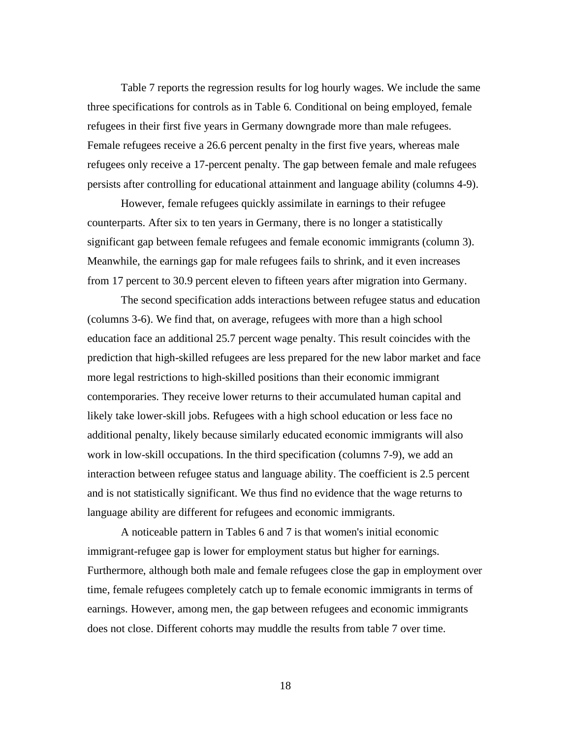Table 7 reports the regression results for log hourly wages. We include the same three specifications for controls as in Table 6. Conditional on being employed, female refugees in their first five years in Germany downgrade more than male refugees. Female refugees receive a 26.6 percent penalty in the first five years, whereas male refugees only receive a 17-percent penalty. The gap between female and male refugees persists after controlling for educational attainment and language ability (columns 4-9).

However, female refugees quickly assimilate in earnings to their refugee counterparts. After six to ten years in Germany, there is no longer a statistically significant gap between female refugees and female economic immigrants (column 3). Meanwhile, the earnings gap for male refugees fails to shrink, and it even increases from 17 percent to 30.9 percent eleven to fifteen years after migration into Germany.

The second specification adds interactions between refugee status and education (columns 3-6). We find that, on average, refugees with more than a high school education face an additional 25.7 percent wage penalty. This result coincides with the prediction that high-skilled refugees are less prepared for the new labor market and face more legal restrictions to high-skilled positions than their economic immigrant contemporaries. They receive lower returns to their accumulated human capital and likely take lower-skill jobs. Refugees with a high school education or less face no additional penalty, likely because similarly educated economic immigrants will also work in low-skill occupations. In the third specification (columns 7-9), we add an interaction between refugee status and language ability. The coefficient is 2.5 percent and is not statistically significant. We thus find no evidence that the wage returns to language ability are different for refugees and economic immigrants.

A noticeable pattern in Tables 6 and 7 is that women's initial economic immigrant-refugee gap is lower for employment status but higher for earnings. Furthermore, although both male and female refugees close the gap in employment over time, female refugees completely catch up to female economic immigrants in terms of earnings. However, among men, the gap between refugees and economic immigrants does not close. Different cohorts may muddle the results from table 7 over time.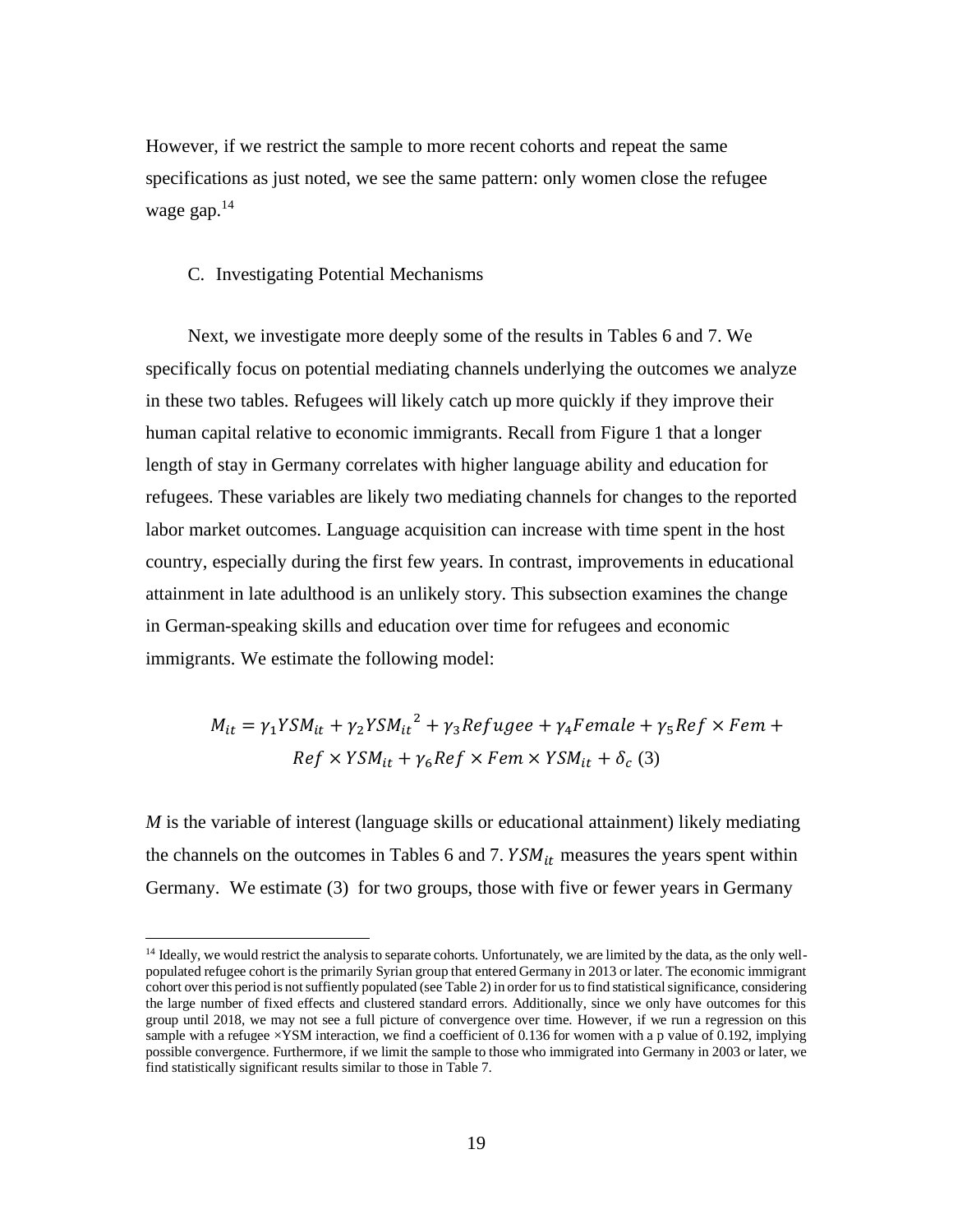However, if we restrict the sample to more recent cohorts and repeat the same specifications as just noted, we see the same pattern: only women close the refugee wage gap.[14]

### C. Investigating Potential Mechanisms

Next, we investigate more deeply some of the results in Tables 6 and 7. We specifically focus on potential mediating channels underlying the outcomes we analyze in these two tables. Refugees will likely catch up more quickly if they improve their human capital relative to economic immigrants. Recall from Figure 1 that a longer length of stay in Germany correlates with higher language ability and education for refugees. These variables are likely two mediating channels for changes to the reported labor market outcomes. Language acquisition can increase with time spent in the host country, especially during the first few years. In contrast, improvements in educational attainment in late adulthood is an unlikely story. This subsection examines the change in German-speaking skills and education over time for refugees and economic immigrants. We estimate the following model:

$$M_{it} = \gamma_1 YSM_{it} + \gamma_2 {YSM_{it}}^2 + \gamma_3 Refugee + \gamma_4 Female + \gamma_5 Ref \times Fem + Ref \times YSM_{it} + \gamma_6 Ref \times Fem \times YSM_{it} + \delta_c \text{ (3)}$$

*M* is the variable of interest (language skills or educational attainment) likely mediating the channels on the outcomes in Tables 6 and 7. $YSM_{it}$ measures the years spent within Germany. We estimate (3) for two groups, those with five or fewer years in Germany

[14] Ideally, we would restrict the analysis to separate cohorts. Unfortunately, we are limited by the data, as the only well-populated refugee cohort is the primarily Syrian group that entered Germany in 2013 or later. The economic immigrant cohort over this period is not suffiently populated (see Table 2) in order for us to find statistical significance, considering the large number of fixed effects and clustered standard errors. Additionally, since we only have outcomes for this group until 2018, we may not see a full picture of convergence over time. However, if we run a regression on this sample with a refugee ×YSM interaction, we find a coefficient of 0.136 for women with a p value of 0.192, implying possible convergence. Furthermore, if we limit the sample to those who immigrated into Germany in 2003 or later, we find statistically significant results similar to those in Table 7.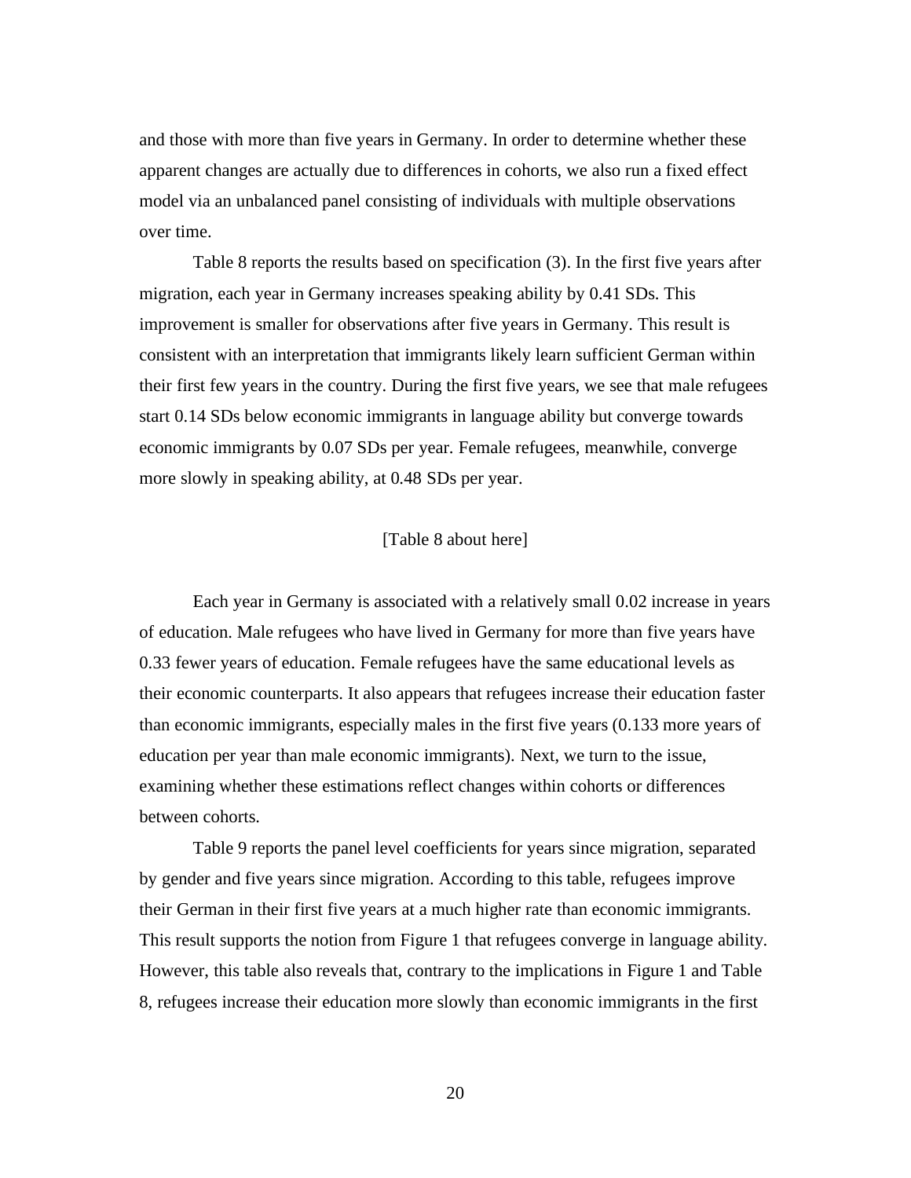and those with more than five years in Germany. In order to determine whether these apparent changes are actually due to differences in cohorts, we also run a fixed effect model via an unbalanced panel consisting of individuals with multiple observations over time.

Table 8 reports the results based on specification (3). In the first five years after migration, each year in Germany increases speaking ability by 0.41 SDs. This improvement is smaller for observations after five years in Germany. This result is consistent with an interpretation that immigrants likely learn sufficient German within their first few years in the country. During the first five years, we see that male refugees start 0.14 SDs below economic immigrants in language ability but converge towards economic immigrants by 0.07 SDs per year. Female refugees, meanwhile, converge more slowly in speaking ability, at 0.48 SDs per year.

[Table 8 about here]

Each year in Germany is associated with a relatively small 0.02 increase in years of education. Male refugees who have lived in Germany for more than five years have 0.33 fewer years of education. Female refugees have the same educational levels as their economic counterparts. It also appears that refugees increase their education faster than economic immigrants, especially males in the first five years (0.133 more years of education per year than male economic immigrants). Next, we turn to the issue, examining whether these estimations reflect changes within cohorts or differences between cohorts.

Table 9 reports the panel level coefficients for years since migration, separated by gender and five years since migration. According to this table, refugees improve their German in their first five years at a much higher rate than economic immigrants. This result supports the notion from Figure 1 that refugees converge in language ability. However, this table also reveals that, contrary to the implications in Figure 1 and Table 8, refugees increase their education more slowly than economic immigrants in the first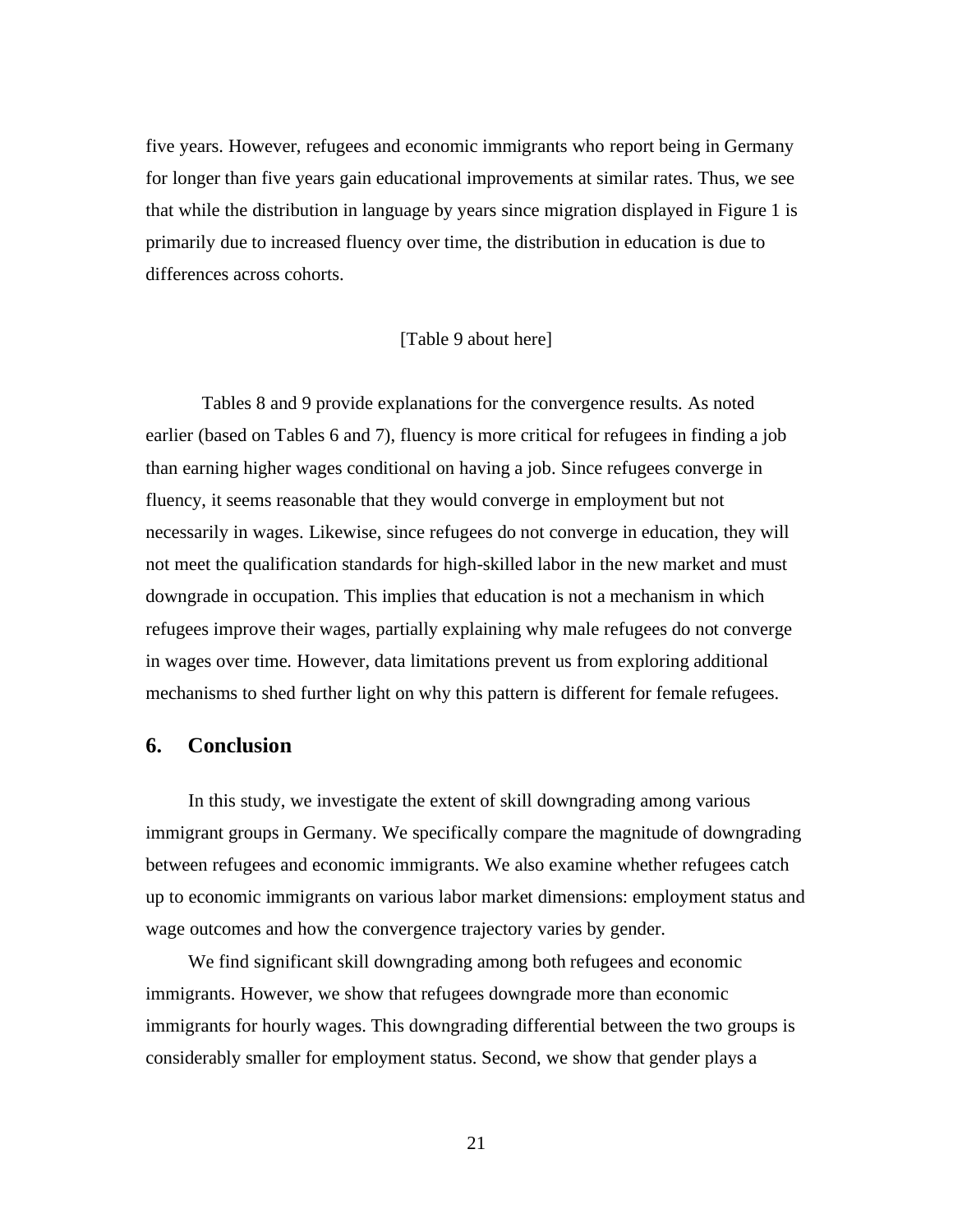five years. However, refugees and economic immigrants who report being in Germany for longer than five years gain educational improvements at similar rates. Thus, we see that while the distribution in language by years since migration displayed in Figure 1 is primarily due to increased fluency over time, the distribution in education is due to differences across cohorts.

[Table 9 about here]

Tables 8 and 9 provide explanations for the convergence results. As noted earlier (based on Tables 6 and 7), fluency is more critical for refugees in finding a job than earning higher wages conditional on having a job. Since refugees converge in fluency, it seems reasonable that they would converge in employment but not necessarily in wages. Likewise, since refugees do not converge in education, they will not meet the qualification standards for high-skilled labor in the new market and must downgrade in occupation. This implies that education is not a mechanism in which refugees improve their wages, partially explaining why male refugees do not converge in wages over time. However, data limitations prevent us from exploring additional mechanisms to shed further light on why this pattern is different for female refugees.

## 6. Conclusion

In this study, we investigate the extent of skill downgrading among various immigrant groups in Germany. We specifically compare the magnitude of downgrading between refugees and economic immigrants. We also examine whether refugees catch up to economic immigrants on various labor market dimensions: employment status and wage outcomes and how the convergence trajectory varies by gender.

We find significant skill downgrading among both refugees and economic immigrants. However, we show that refugees downgrade more than economic immigrants for hourly wages. This downgrading differential between the two groups is considerably smaller for employment status. Second, we show that gender plays a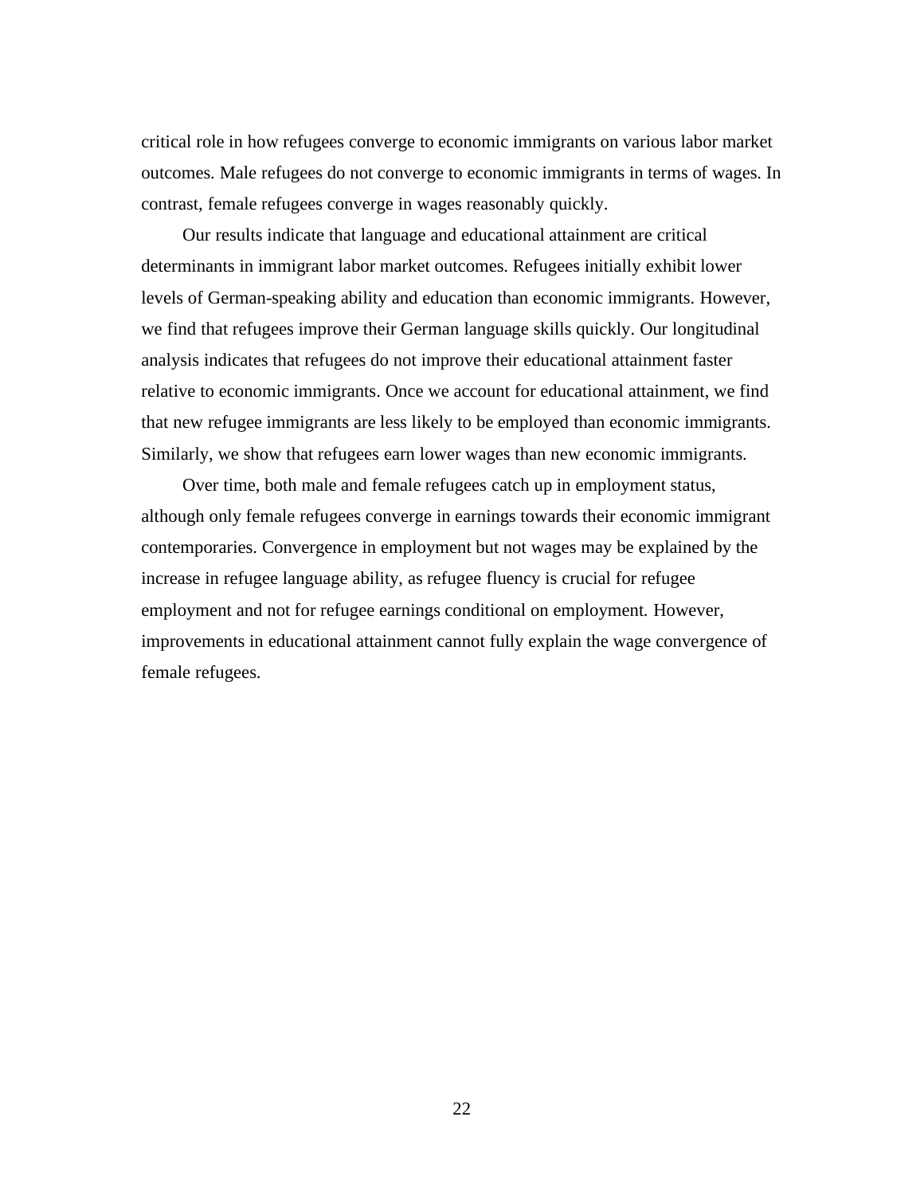critical role in how refugees converge to economic immigrants on various labor market outcomes. Male refugees do not converge to economic immigrants in terms of wages. In contrast, female refugees converge in wages reasonably quickly.

Our results indicate that language and educational attainment are critical determinants in immigrant labor market outcomes. Refugees initially exhibit lower levels of German-speaking ability and education than economic immigrants. However, we find that refugees improve their German language skills quickly. Our longitudinal analysis indicates that refugees do not improve their educational attainment faster relative to economic immigrants. Once we account for educational attainment, we find that new refugee immigrants are less likely to be employed than economic immigrants. Similarly, we show that refugees earn lower wages than new economic immigrants.

Over time, both male and female refugees catch up in employment status, although only female refugees converge in earnings towards their economic immigrant contemporaries. Convergence in employment but not wages may be explained by the increase in refugee language ability, as refugee fluency is crucial for refugee employment and not for refugee earnings conditional on employment. However, improvements in educational attainment cannot fully explain the wage convergence of female refugees.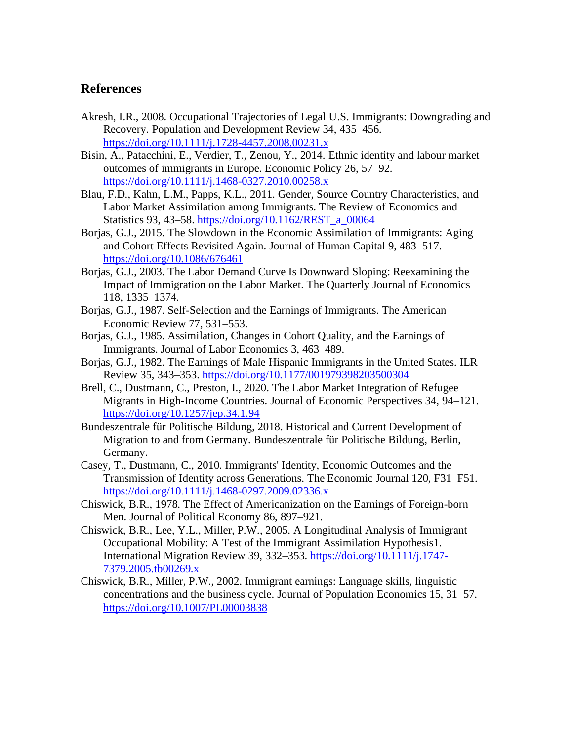## References

Akresh, I.R., 2008. Occupational Trajectories of Legal U.S. Immigrants: Downgrading and Recovery. Population and Development Review 34, 435–456. https://doi.org/10.1111/j.1728-4457.2008.00231.x

Bisin, A., Patacchini, E., Verdier, T., Zenou, Y., 2014. Ethnic identity and labour market outcomes of immigrants in Europe. Economic Policy 26, 57–92. https://doi.org/10.1111/j.1468-0327.2010.00258.x

Blau, F.D., Kahn, L.M., Papps, K.L., 2011. Gender, Source Country Characteristics, and Labor Market Assimilation among Immigrants. The Review of Economics and Statistics 93, 43–58. https://doi.org/10.1162/REST_a_00064

Borjas, G.J., 2015. The Slowdown in the Economic Assimilation of Immigrants: Aging and Cohort Effects Revisited Again. Journal of Human Capital 9, 483–517. https://doi.org/10.1086/676461

Borjas, G.J., 2003. The Labor Demand Curve Is Downward Sloping: Reexamining the Impact of Immigration on the Labor Market. The Quarterly Journal of Economics 118, 1335–1374.

Borjas, G.J., 1987. Self-Selection and the Earnings of Immigrants. The American Economic Review 77, 531–553.

Borjas, G.J., 1985. Assimilation, Changes in Cohort Quality, and the Earnings of Immigrants. Journal of Labor Economics 3, 463–489.

Borjas, G.J., 1982. The Earnings of Male Hispanic Immigrants in the United States. ILR Review 35, 343–353. https://doi.org/10.1177/001979398203500304

Brell, C., Dustmann, C., Preston, I., 2020. The Labor Market Integration of Refugee Migrants in High-Income Countries. Journal of Economic Perspectives 34, 94–121. https://doi.org/10.1257/jep.34.1.94

Bundeszentrale für Politische Bildung, 2018. Historical and Current Development of Migration to and from Germany. Bundeszentrale für Politische Bildung, Berlin, Germany.

Casey, T., Dustmann, C., 2010. Immigrants' Identity, Economic Outcomes and the Transmission of Identity across Generations. The Economic Journal 120, F31–F51. https://doi.org/10.1111/j.1468-0297.2009.02336.x

Chiswick, B.R., 1978. The Effect of Americanization on the Earnings of Foreign-born Men. Journal of Political Economy 86, 897–921.

Chiswick, B.R., Lee, Y.L., Miller, P.W., 2005. A Longitudinal Analysis of Immigrant Occupational Mobility: A Test of the Immigrant Assimilation Hypothesis1. International Migration Review 39, 332–353. https://doi.org/10.1111/j.1747-7379.2005.tb00269.x

Chiswick, B.R., Miller, P.W., 2002. Immigrant earnings: Language skills, linguistic concentrations and the business cycle. Journal of Population Economics 15, 31–57. https://doi.org/10.1007/PL00003838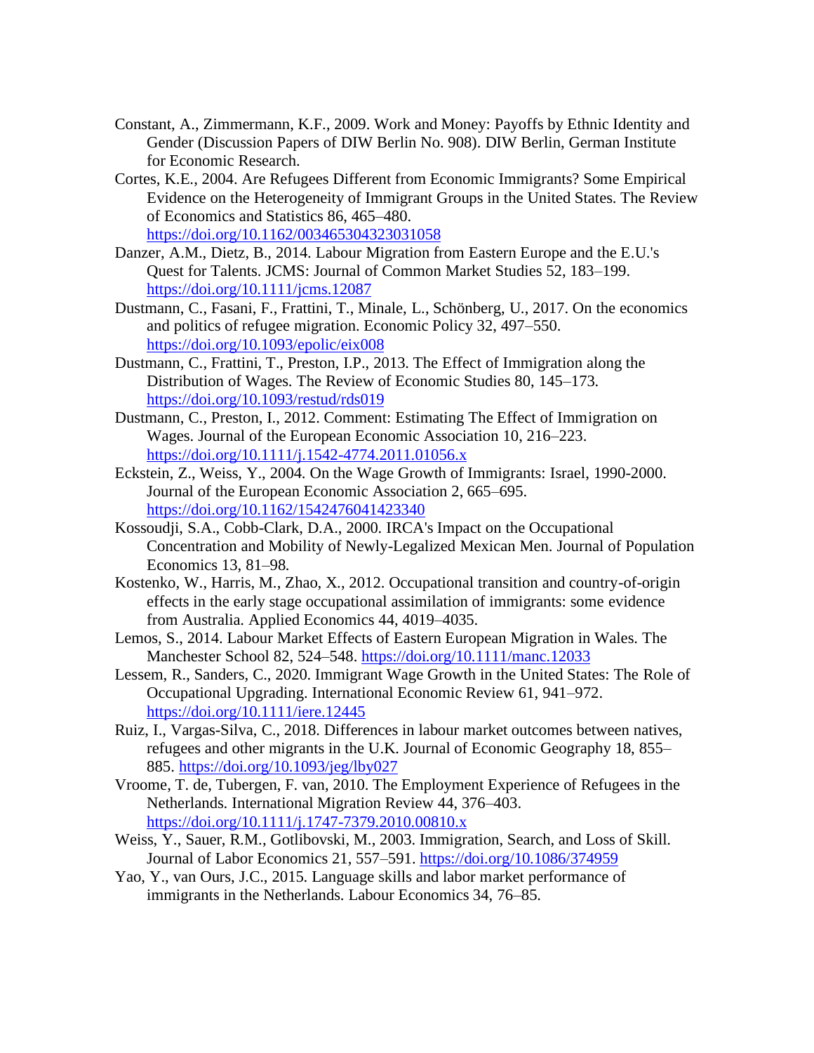Constant, A., Zimmermann, K.F., 2009. Work and Money: Payoffs by Ethnic Identity and Gender (Discussion Papers of DIW Berlin No. 908). DIW Berlin, German Institute for Economic Research.

Cortes, K.E., 2004. Are Refugees Different from Economic Immigrants? Some Empirical Evidence on the Heterogeneity of Immigrant Groups in the United States. The Review of Economics and Statistics 86, 465–480. https://doi.org/10.1162/003465304323031058

Danzer, A.M., Dietz, B., 2014. Labour Migration from Eastern Europe and the E.U.'s Quest for Talents. JCMS: Journal of Common Market Studies 52, 183–199. https://doi.org/10.1111/jcms.12087

Dustmann, C., Fasani, F., Frattini, T., Minale, L., Schönberg, U., 2017. On the economics and politics of refugee migration. Economic Policy 32, 497–550. https://doi.org/10.1093/epolic/eix008

Dustmann, C., Frattini, T., Preston, I.P., 2013. The Effect of Immigration along the Distribution of Wages. The Review of Economic Studies 80, 145–173. https://doi.org/10.1093/restud/rds019

Dustmann, C., Preston, I., 2012. Comment: Estimating The Effect of Immigration on Wages. Journal of the European Economic Association 10, 216–223. https://doi.org/10.1111/j.1542-4774.2011.01056.x

Eckstein, Z., Weiss, Y., 2004. On the Wage Growth of Immigrants: Israel, 1990-2000. Journal of the European Economic Association 2, 665–695. https://doi.org/10.1162/1542476041423340

Kossoudji, S.A., Cobb-Clark, D.A., 2000. IRCA's Impact on the Occupational Concentration and Mobility of Newly-Legalized Mexican Men. Journal of Population Economics 13, 81–98.

Kostenko, W., Harris, M., Zhao, X., 2012. Occupational transition and country-of-origin effects in the early stage occupational assimilation of immigrants: some evidence from Australia. Applied Economics 44, 4019–4035.

Lemos, S., 2014. Labour Market Effects of Eastern European Migration in Wales. The Manchester School 82, 524–548. https://doi.org/10.1111/manc.12033

Lessem, R., Sanders, C., 2020. Immigrant Wage Growth in the United States: The Role of Occupational Upgrading. International Economic Review 61, 941–972. https://doi.org/10.1111/iere.12445

Ruiz, I., Vargas-Silva, C., 2018. Differences in labour market outcomes between natives, refugees and other migrants in the U.K. Journal of Economic Geography 18, 855–885. https://doi.org/10.1093/jeg/lby027

Vroome, T. de, Tubergen, F. van, 2010. The Employment Experience of Refugees in the Netherlands. International Migration Review 44, 376–403. https://doi.org/10.1111/j.1747-7379.2010.00810.x

Weiss, Y., Sauer, R.M., Gotlibovski, M., 2003. Immigration, Search, and Loss of Skill. Journal of Labor Economics 21, 557–591. https://doi.org/10.1086/374959

Yao, Y., van Ours, J.C., 2015. Language skills and labor market performance of immigrants in the Netherlands. Labour Economics 34, 76–85.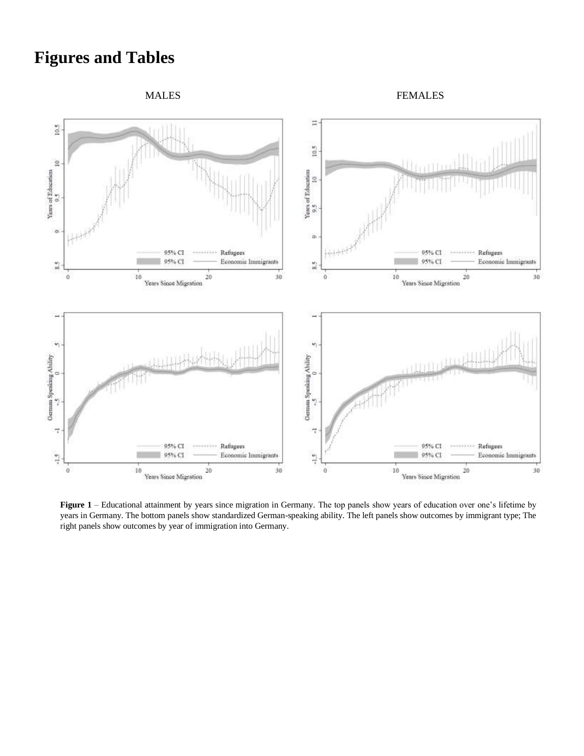# Figures and Tables

MALES FEMALES

**Figure 1** – Educational attainment by years since migration in Germany. The top panels show years of education over one's lifetime by years in Germany. The bottom panels show standardized German-speaking ability. The left panels show outcomes by immigrant type; The right panels show outcomes by year of immigration into Germany.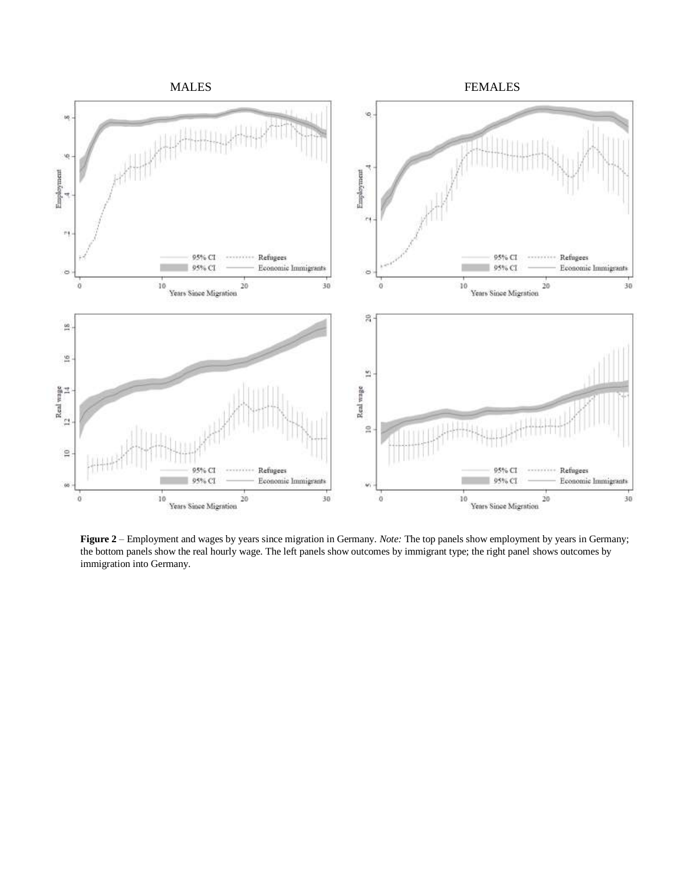MALES FEMALES

**Figure 2** – Employment and wages by years since migration in Germany. *Note:* The top panels show employment by years in Germany; the bottom panels show the real hourly wage. The left panels show outcomes by immigrant type; the right panel shows outcomes by immigration into Germany.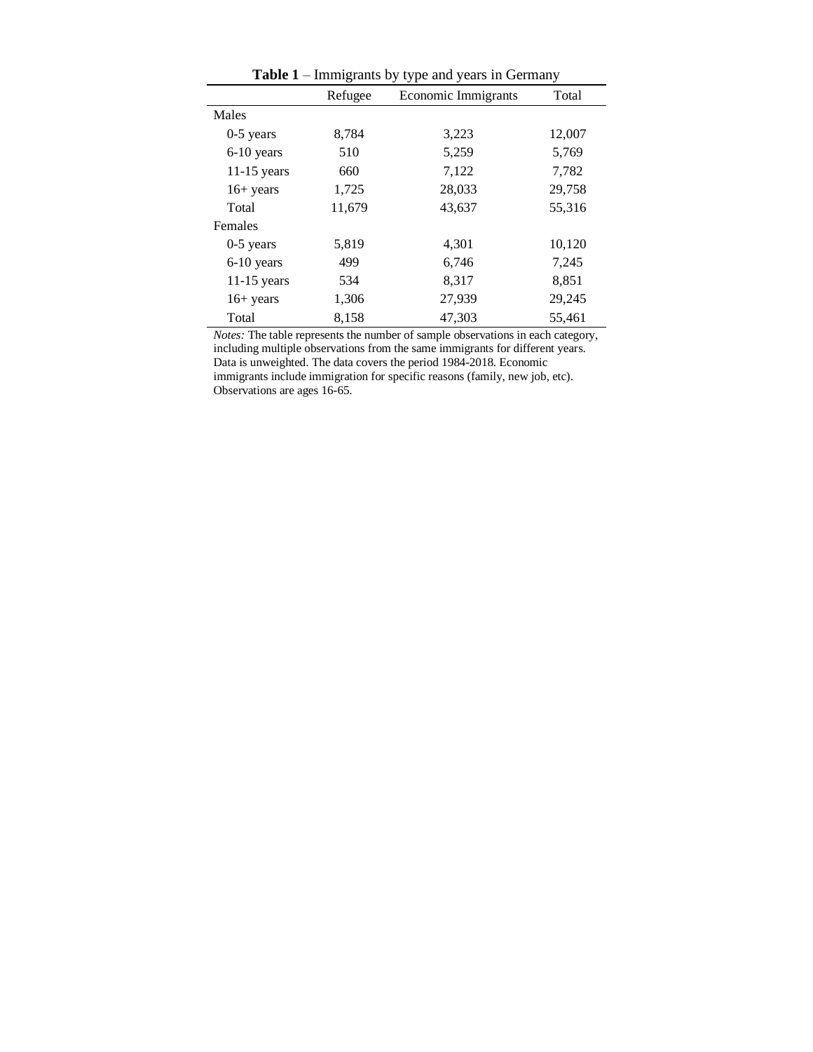**Table 1** – Immigrants by type and years in Germany

| | Refugee | Economic Immigrants | Total |
|---|---|---|---|
| Males | | | |
| 0-5 years | 8,784 | 3,223 | 12,007 |
| 6-10 years | 510 | 5,259 | 5,769 |
| 11-15 years | 660 | 7,122 | 7,782 |
| 16+ years | 1,725 | 28,033 | 29,758 |
| Total | 11,679 | 43,637 | 55,316 |
| Females | | | |
| 0-5 years | 5,819 | 4,301 | 10,120 |
| 6-10 years | 499 | 6,746 | 7,245 |
| 11-15 years | 534 | 8,317 | 8,851 |
| 16+ years | 1,306 | 27,939 | 29,245 |
| Total | 8,158 | 47,303 | 55,461 |

*Notes:* The table represents the number of sample observations in each category, including multiple observations from the same immigrants for different years. Data is unweighted. The data covers the period 1984-2018. Economic immigrants include immigration for specific reasons (family, new job, etc). Observations are ages 16-65.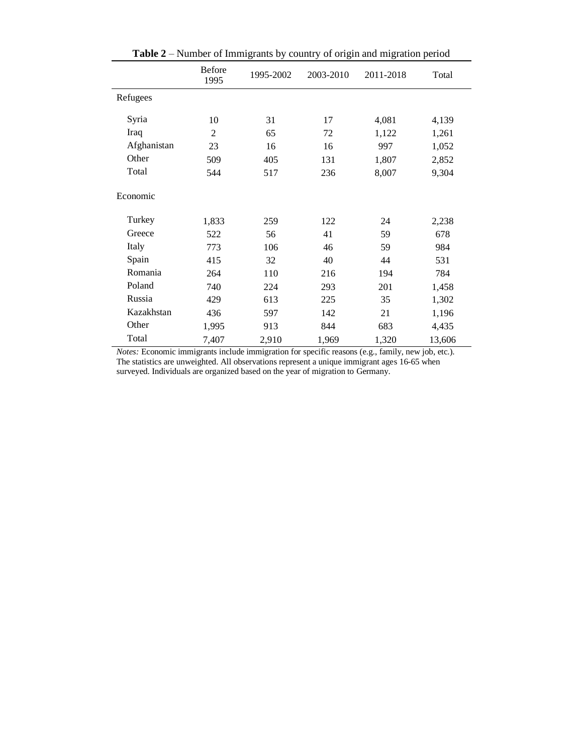**Table 2** – Number of Immigrants by country of origin and migration period

| | Before 1995 | 1995-2002 | 2003-2010 | 2011-2018 | Total |
|---|---|---|---|---|---|
| Refugees | | | | | |
| Syria | 10 | 31 | 17 | 4,081 | 4,139 |
| Iraq | 2 | 65 | 72 | 1,122 | 1,261 |
| Afghanistan | 23 | 16 | 16 | 997 | 1,052 |
| Other | 509 | 405 | 131 | 1,807 | 2,852 |
| Total | 544 | 517 | 236 | 8,007 | 9,304 |
| Economic | | | | | |
| Turkey | 1,833 | 259 | 122 | 24 | 2,238 |
| Greece | 522 | 56 | 41 | 59 | 678 |
| Italy | 773 | 106 | 46 | 59 | 984 |
| Spain | 415 | 32 | 40 | 44 | 531 |
| Romania | 264 | 110 | 216 | 194 | 784 |
| Poland | 740 | 224 | 293 | 201 | 1,458 |
| Russia | 429 | 613 | 225 | 35 | 1,302 |
| Kazakhstan | 436 | 597 | 142 | 21 | 1,196 |
| Other | 1,995 | 913 | 844 | 683 | 4,435 |
| Total | 7,407 | 2,910 | 1,969 | 1,320 | 13,606 |

*Notes:* Economic immigrants include immigration for specific reasons (e.g., family, new job, etc.). The statistics are unweighted. All observations represent a unique immigrant ages 16-65 when surveyed. Individuals are organized based on the year of migration to Germany.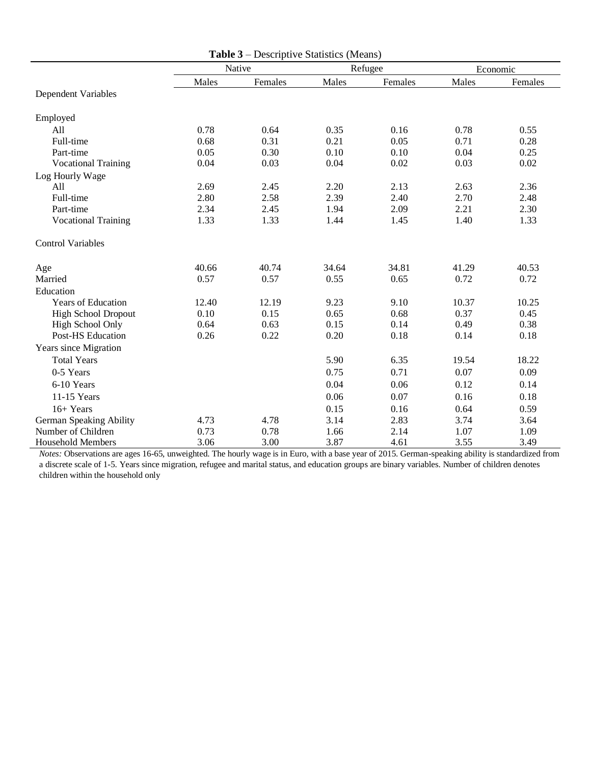**Table 3** – Descriptive Statistics (Means)

| | Native | | Refugee | | Economic | |
|---|---|---|---|---|---|---|
| | Males | Females | Males | Females | Males | Females |
| Dependent Variables | | | | | | |
| Employed | | | | | | |
| All | 0.78 | 0.64 | 0.35 | 0.16 | 0.78 | 0.55 |
| Full-time | 0.68 | 0.31 | 0.21 | 0.05 | 0.71 | 0.28 |
| Part-time | 0.05 | 0.30 | 0.10 | 0.10 | 0.04 | 0.25 |
| Vocational Training | 0.04 | 0.03 | 0.04 | 0.02 | 0.03 | 0.02 |
| Log Hourly Wage | | | | | | |
| All | 2.69 | 2.45 | 2.20 | 2.13 | 2.63 | 2.36 |
| Full-time | 2.80 | 2.58 | 2.39 | 2.40 | 2.70 | 2.48 |
| Part-time | 2.34 | 2.45 | 1.94 | 2.09 | 2.21 | 2.30 |
| Vocational Training | 1.33 | 1.33 | 1.44 | 1.45 | 1.40 | 1.33 |
| Control Variables | | | | | | |
| Age | 40.66 | 40.74 | 34.64 | 34.81 | 41.29 | 40.53 |
| Married | 0.57 | 0.57 | 0.55 | 0.65 | 0.72 | 0.72 |
| Education | | | | | | |
| Years of Education | 12.40 | 12.19 | 9.23 | 9.10 | 10.37 | 10.25 |
| High School Dropout | 0.10 | 0.15 | 0.65 | 0.68 | 0.37 | 0.45 |
| High School Only | 0.64 | 0.63 | 0.15 | 0.14 | 0.49 | 0.38 |
| Post-HS Education | 0.26 | 0.22 | 0.20 | 0.18 | 0.14 | 0.18 |
| Years since Migration | | | | | | |
| Total Years | | | 5.90 | 6.35 | 19.54 | 18.22 |
| 0-5 Years | | | 0.75 | 0.71 | 0.07 | 0.09 |
| 6-10 Years | | | 0.04 | 0.06 | 0.12 | 0.14 |
| 11-15 Years | | | 0.06 | 0.07 | 0.16 | 0.18 |
| 16+ Years | | | 0.15 | 0.16 | 0.64 | 0.59 |
| German Speaking Ability | 4.73 | 4.78 | 3.14 | 2.83 | 3.74 | 3.64 |
| Number of Children | 0.73 | 0.78 | 1.66 | 2.14 | 1.07 | 1.09 |
| Household Members | 3.06 | 3.00 | 3.87 | 4.61 | 3.55 | 3.49 |

*Notes:* Observations are ages 16-65, unweighted. The hourly wage is in Euro, with a base year of 2015. German-speaking ability is standardized from a discrete scale of 1-5. Years since migration, refugee and marital status, and education groups are binary variables. Number of children denotes children within the household only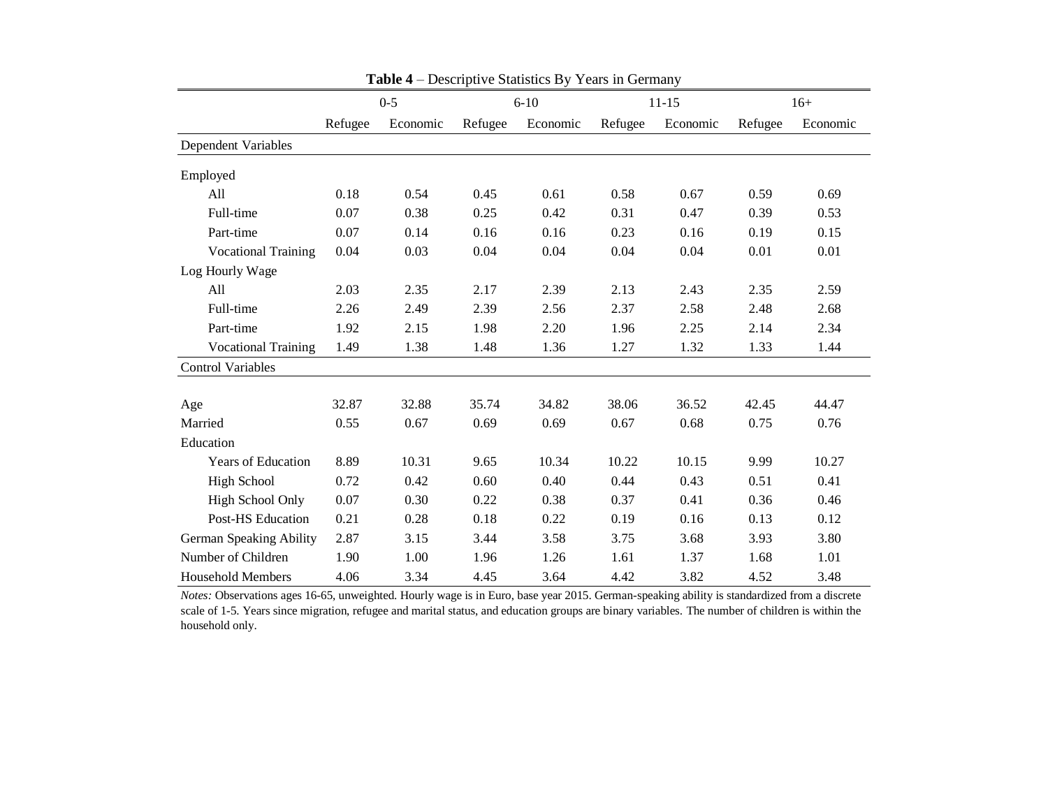**Table 4** – Descriptive Statistics By Years in Germany

| | 0-5 | | 6-10 | | 11-15 | | 16+ | |
|---|---|---|---|---|---|---|---|---|
| | Refugee | Economic | Refugee | Economic | Refugee | Economic | Refugee | Economic |
| Dependent Variables | | | | | | | | |
| Employed | | | | | | | | |
| All | 0.18 | 0.54 | 0.45 | 0.61 | 0.58 | 0.67 | 0.59 | 0.69 |
| Full-time | 0.07 | 0.38 | 0.25 | 0.42 | 0.31 | 0.47 | 0.39 | 0.53 |
| Part-time | 0.07 | 0.14 | 0.16 | 0.16 | 0.23 | 0.16 | 0.19 | 0.15 |
| Vocational Training | 0.04 | 0.03 | 0.04 | 0.04 | 0.04 | 0.04 | 0.01 | 0.01 |
| Log Hourly Wage | | | | | | | | |
| All | 2.03 | 2.35 | 2.17 | 2.39 | 2.13 | 2.43 | 2.35 | 2.59 |
| Full-time | 2.26 | 2.49 | 2.39 | 2.56 | 2.37 | 2.58 | 2.48 | 2.68 |
| Part-time | 1.92 | 2.15 | 1.98 | 2.20 | 1.96 | 2.25 | 2.14 | 2.34 |
| Vocational Training | 1.49 | 1.38 | 1.48 | 1.36 | 1.27 | 1.32 | 1.33 | 1.44 |
| Control Variables | | | | | | | | |
| Age | 32.87 | 32.88 | 35.74 | 34.82 | 38.06 | 36.52 | 42.45 | 44.47 |
| Married | 0.55 | 0.67 | 0.69 | 0.69 | 0.67 | 0.68 | 0.75 | 0.76 |
| Education | | | | | | | | |
| Years of Education | 8.89 | 10.31 | 9.65 | 10.34 | 10.22 | 10.15 | 9.99 | 10.27 |
| High School | 0.72 | 0.42 | 0.60 | 0.40 | 0.44 | 0.43 | 0.51 | 0.41 |
| High School Only | 0.07 | 0.30 | 0.22 | 0.38 | 0.37 | 0.41 | 0.36 | 0.46 |
| Post-HS Education | 0.21 | 0.28 | 0.18 | 0.22 | 0.19 | 0.16 | 0.13 | 0.12 |
| German Speaking Ability | 2.87 | 3.15 | 3.44 | 3.58 | 3.75 | 3.68 | 3.93 | 3.80 |
| Number of Children | 1.90 | 1.00 | 1.96 | 1.26 | 1.61 | 1.37 | 1.68 | 1.01 |
| Household Members | 4.06 | 3.34 | 4.45 | 3.64 | 4.42 | 3.82 | 4.52 | 3.48 |

*Notes:* Observations ages 16-65, unweighted. Hourly wage is in Euro, base year 2015. German-speaking ability is standardized from a discrete scale of 1-5. Years since migration, refugee and marital status, and education groups are binary variables. The number of children is within the household only.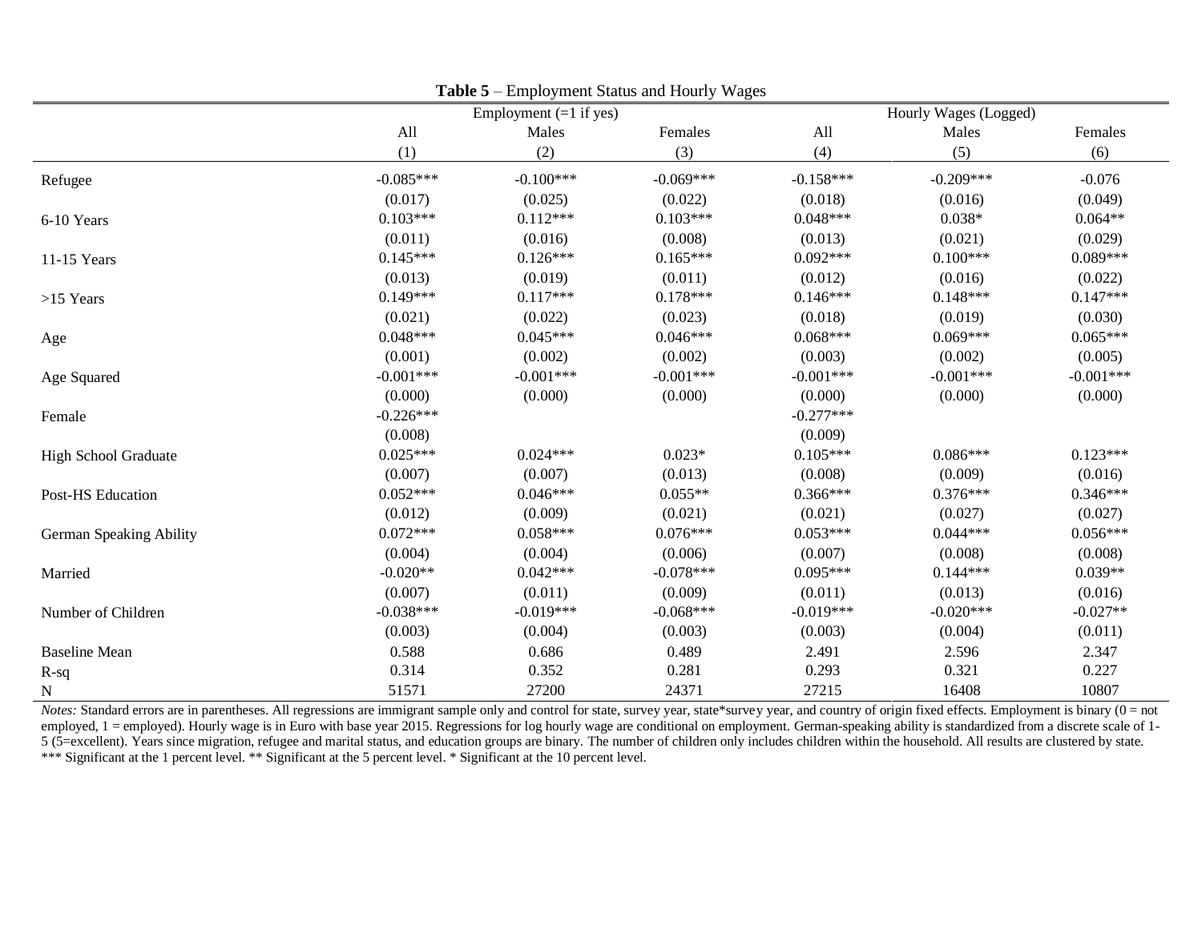**Table 5** – Employment Status and Hourly Wages

| | Employment (=1 if yes) | | | Hourly Wages (Logged) | | |
|---|---|---|---|---|---|---|
| | All | Males | Females | All | Males | Females |
| | (1) | (2) | (3) | (4) | (5) | (6) |
| Refugee | -0.085*** | -0.100*** | -0.069*** | -0.158*** | -0.209*** | -0.076 |
| | (0.017) | (0.025) | (0.022) | (0.018) | (0.016) | (0.049) |
| 6-10 Years | 0.103*** | 0.112*** | 0.103*** | 0.048*** | 0.038* | 0.064** |
| | (0.011) | (0.016) | (0.008) | (0.013) | (0.021) | (0.029) |
| 11-15 Years | 0.145*** | 0.126*** | 0.165*** | 0.092*** | 0.100*** | 0.089*** |
| | (0.013) | (0.019) | (0.011) | (0.012) | (0.016) | (0.022) |
| >15 Years | 0.149*** | 0.117*** | 0.178*** | 0.146*** | 0.148*** | 0.147*** |
| | (0.021) | (0.022) | (0.023) | (0.018) | (0.019) | (0.030) |
| Age | 0.048*** | 0.045*** | 0.046*** | 0.068*** | 0.069*** | 0.065*** |
| | (0.001) | (0.002) | (0.002) | (0.003) | (0.002) | (0.005) |
| Age Squared | -0.001*** | -0.001*** | -0.001*** | -0.001*** | -0.001*** | -0.001*** |
| | (0.000) | (0.000) | (0.000) | (0.000) | (0.000) | (0.000) |
| Female | -0.226*** | | | -0.277*** | | |
| | (0.008) | | | (0.009) | | |
| High School Graduate | 0.025*** | 0.024*** | 0.023* | 0.105*** | 0.086*** | 0.123*** |
| | (0.007) | (0.007) | (0.013) | (0.008) | (0.009) | (0.016) |
| Post-HS Education | 0.052*** | 0.046*** | 0.055** | 0.366*** | 0.376*** | 0.346*** |
| | (0.012) | (0.009) | (0.021) | (0.021) | (0.027) | (0.027) |
| German Speaking Ability | 0.072*** | 0.058*** | 0.076*** | 0.053*** | 0.044*** | 0.056*** |
| | (0.004) | (0.004) | (0.006) | (0.007) | (0.008) | (0.008) |
| Married | -0.020** | 0.042*** | -0.078*** | 0.095*** | 0.144*** | 0.039** |
| | (0.007) | (0.011) | (0.009) | (0.011) | (0.013) | (0.016) |
| Number of Children | -0.038*** | -0.019*** | -0.068*** | -0.019*** | -0.020*** | -0.027** |
| | (0.003) | (0.004) | (0.003) | (0.003) | (0.004) | (0.011) |
| Baseline Mean | 0.588 | 0.686 | 0.489 | 2.491 | 2.596 | 2.347 |
| R-sq | 0.314 | 0.352 | 0.281 | 0.293 | 0.321 | 0.227 |
| N | 51571 | 27200 | 24371 | 27215 | 16408 | 10807 |

*Notes:* Standard errors are in parentheses. All regressions are immigrant sample only and control for state, survey year, state*survey year, and country of origin fixed effects. Employment is binary (0 = not employed, 1 = employed). Hourly wage is in Euro with base year 2015. Regressions for log hourly wage are conditional on employment. German-speaking ability is standardized from a discrete scale of 1-5 (5=excellent). Years since migration, refugee and marital status, and education groups are binary. The number of children only includes children within the household. All results are clustered by state. *** Significant at the 1 percent level. ** Significant at the 5 percent level. * Significant at the 10 percent level.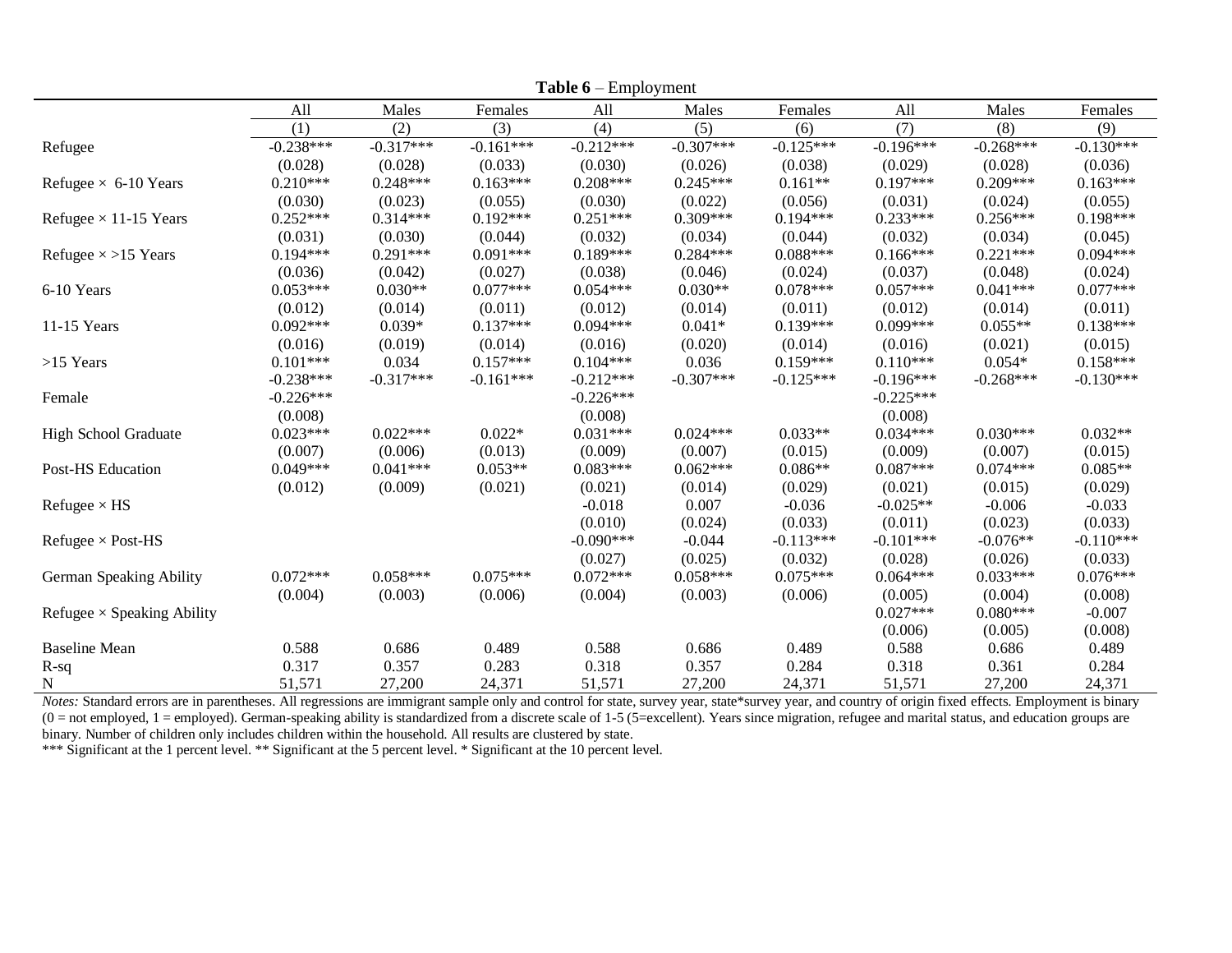**Table 6** – Employment

| | All | Males | Females | All | Males | Females | All | Males | Females |
|---|---|---|---|---|---|---|---|---|---|
| | (1) | (2) | (3) | (4) | (5) | (6) | (7) | (8) | (9) |
| Refugee | -0.238*** | -0.317*** | -0.161*** | -0.212*** | -0.307*** | -0.125*** | -0.196*** | -0.268*** | -0.130*** |
| | (0.028) | (0.028) | (0.033) | (0.030) | (0.026) | (0.038) | (0.029) | (0.028) | (0.036) |
| Refugee × 6-10 Years | 0.210*** | 0.248*** | 0.163*** | 0.208*** | 0.245*** | 0.161** | 0.197*** | 0.209*** | 0.163*** |
| | (0.030) | (0.023) | (0.055) | (0.030) | (0.022) | (0.056) | (0.031) | (0.024) | (0.055) |
| Refugee × 11-15 Years | 0.252*** | 0.314*** | 0.192*** | 0.251*** | 0.309*** | 0.194*** | 0.233*** | 0.256*** | 0.198*** |
| | (0.031) | (0.030) | (0.044) | (0.032) | (0.034) | (0.044) | (0.032) | (0.034) | (0.045) |
| Refugee × >15 Years | 0.194*** | 0.291*** | 0.091*** | 0.189*** | 0.284*** | 0.088*** | 0.166*** | 0.221*** | 0.094*** |
| | (0.036) | (0.042) | (0.027) | (0.038) | (0.046) | (0.024) | (0.037) | (0.048) | (0.024) |
| 6-10 Years | 0.053*** | 0.030** | 0.077*** | 0.054*** | 0.030** | 0.078*** | 0.057*** | 0.041*** | 0.077*** |
| | (0.012) | (0.014) | (0.011) | (0.012) | (0.014) | (0.011) | (0.012) | (0.014) | (0.011) |
| 11-15 Years | 0.092*** | 0.039* | 0.137*** | 0.094*** | 0.041* | 0.139*** | 0.099*** | 0.055** | 0.138*** |
| | (0.016) | (0.019) | (0.014) | (0.016) | (0.020) | (0.014) | (0.016) | (0.021) | (0.015) |
| >15 Years | 0.101*** | 0.034 | 0.157*** | 0.104*** | 0.036 | 0.159*** | 0.110*** | 0.054* | 0.158*** |
| | -0.238*** | -0.317*** | -0.161*** | -0.212*** | -0.307*** | -0.125*** | -0.196*** | -0.268*** | -0.130*** |
| Female | -0.226*** | | | -0.226*** | | | -0.225*** | | |
| | (0.008) | | | (0.008) | | | (0.008) | | |
| High School Graduate | 0.023*** | 0.022*** | 0.022* | 0.031*** | 0.024*** | 0.033** | 0.034*** | 0.030*** | 0.032** |
| | (0.007) | (0.006) | (0.013) | (0.009) | (0.007) | (0.015) | (0.009) | (0.007) | (0.015) |
| Post-HS Education | 0.049*** | 0.041*** | 0.053** | 0.083*** | 0.062*** | 0.086** | 0.087*** | 0.074*** | 0.085** |
| | (0.012) | (0.009) | (0.021) | (0.021) | (0.014) | (0.029) | (0.021) | (0.015) | (0.029) |
| Refugee × HS | | | | -0.018 | 0.007 | -0.036 | -0.025** | -0.006 | -0.033 |
| | | | | (0.010) | (0.024) | (0.033) | (0.011) | (0.023) | (0.033) |
| Refugee × Post-HS | | | | -0.090*** | -0.044 | -0.113*** | -0.101*** | -0.076** | -0.110*** |
| | | | | (0.027) | (0.025) | (0.032) | (0.028) | (0.026) | (0.033) |
| German Speaking Ability | 0.072*** | 0.058*** | 0.075*** | 0.072*** | 0.058*** | 0.075*** | 0.064*** | 0.033*** | 0.076*** |
| | (0.004) | (0.003) | (0.006) | (0.004) | (0.003) | (0.006) | (0.005) | (0.004) | (0.008) |
| Refugee × Speaking Ability | | | | | | | 0.027*** | 0.080*** | -0.007 |
| | | | | | | | (0.006) | (0.005) | (0.008) |
| Baseline Mean | 0.588 | 0.686 | 0.489 | 0.588 | 0.686 | 0.489 | 0.588 | 0.686 | 0.489 |
| R-sq | 0.317 | 0.357 | 0.283 | 0.318 | 0.357 | 0.284 | 0.318 | 0.361 | 0.284 |
| N | 51,571 | 27,200 | 24,371 | 51,571 | 27,200 | 24,371 | 51,571 | 27,200 | 24,371 |

*Notes:* Standard errors are in parentheses. All regressions are immigrant sample only and control for state, survey year, state*survey year, and country of origin fixed effects. Employment is binary (0 = not employed, 1 = employed). German-speaking ability is standardized from a discrete scale of 1-5 (5=excellent). Years since migration, refugee and marital status, and education groups are binary. Number of children only includes children within the household. All results are clustered by state.

*** Significant at the 1 percent level. ** Significant at the 5 percent level. * Significant at the 10 percent level.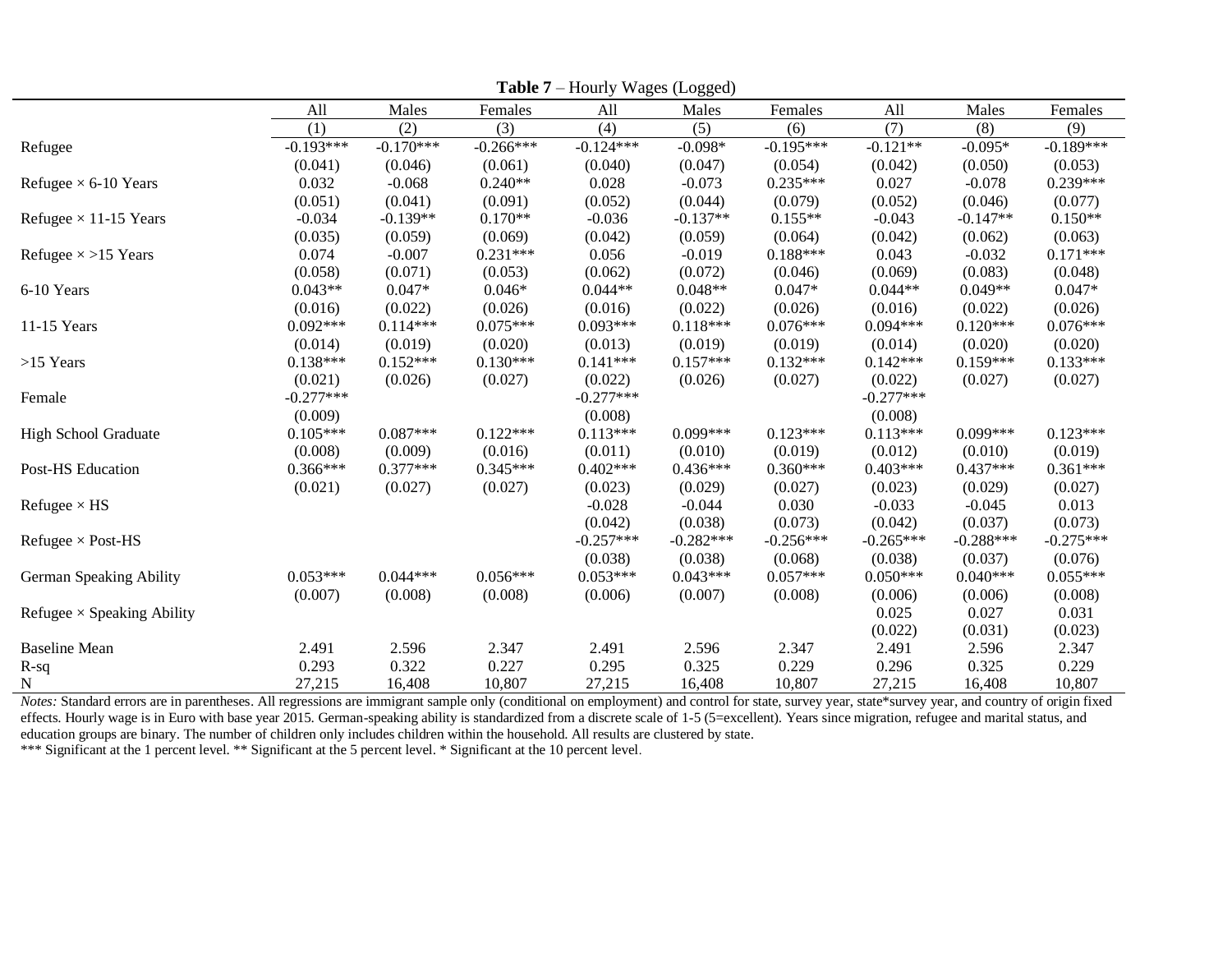**Table 7** – Hourly Wages (Logged)

| | All | Males | Females | All | Males | Females | All | Males | Females |
|---|---|---|---|---|---|---|---|---|---|
| | (1) | (2) | (3) | (4) | (5) | (6) | (7) | (8) | (9) |
| Refugee | -0.193*** | -0.170*** | -0.266*** | -0.124*** | -0.098* | -0.195*** | -0.121** | -0.095* | -0.189*** |
| | (0.041) | (0.046) | (0.061) | (0.040) | (0.047) | (0.054) | (0.042) | (0.050) | (0.053) |
| Refugee × 6-10 Years | 0.032 | -0.068 | 0.240** | 0.028 | -0.073 | 0.235*** | 0.027 | -0.078 | 0.239*** |
| | (0.051) | (0.041) | (0.091) | (0.052) | (0.044) | (0.079) | (0.052) | (0.046) | (0.077) |
| Refugee × 11-15 Years | -0.034 | -0.139** | 0.170** | -0.036 | -0.137** | 0.155** | -0.043 | -0.147** | 0.150** |
| | (0.035) | (0.059) | (0.069) | (0.042) | (0.059) | (0.064) | (0.042) | (0.062) | (0.063) |
| Refugee × >15 Years | 0.074 | -0.007 | 0.231*** | 0.056 | -0.019 | 0.188*** | 0.043 | -0.032 | 0.171*** |
| | (0.058) | (0.071) | (0.053) | (0.062) | (0.072) | (0.046) | (0.069) | (0.083) | (0.048) |
| 6-10 Years | 0.043** | 0.047* | 0.046* | 0.044** | 0.048** | 0.047* | 0.044** | 0.049** | 0.047* |
| | (0.016) | (0.022) | (0.026) | (0.016) | (0.022) | (0.026) | (0.016) | (0.022) | (0.026) |
| 11-15 Years | 0.092*** | 0.114*** | 0.075*** | 0.093*** | 0.118*** | 0.076*** | 0.094*** | 0.120*** | 0.076*** |
| | (0.014) | (0.019) | (0.020) | (0.013) | (0.019) | (0.019) | (0.014) | (0.020) | (0.020) |
| >15 Years | 0.138*** | 0.152*** | 0.130*** | 0.141*** | 0.157*** | 0.132*** | 0.142*** | 0.159*** | 0.133*** |
| | (0.021) | (0.026) | (0.027) | (0.022) | (0.026) | (0.027) | (0.022) | (0.027) | (0.027) |
| Female | -0.277*** | | | -0.277*** | | | -0.277*** | | |
| | (0.009) | | | (0.008) | | | (0.008) | | |
| High School Graduate | 0.105*** | 0.087*** | 0.122*** | 0.113*** | 0.099*** | 0.123*** | 0.113*** | 0.099*** | 0.123*** |
| | (0.008) | (0.009) | (0.016) | (0.011) | (0.010) | (0.019) | (0.012) | (0.010) | (0.019) |
| Post-HS Education | 0.366*** | 0.377*** | 0.345*** | 0.402*** | 0.436*** | 0.360*** | 0.403*** | 0.437*** | 0.361*** |
| | (0.021) | (0.027) | (0.027) | (0.023) | (0.029) | (0.027) | (0.023) | (0.029) | (0.027) |
| Refugee × HS | | | | -0.028 | -0.044 | 0.030 | -0.033 | -0.045 | 0.013 |
| | | | | (0.042) | (0.038) | (0.073) | (0.042) | (0.037) | (0.073) |
| Refugee × Post-HS | | | | -0.257*** | -0.282*** | -0.256*** | -0.265*** | -0.288*** | -0.275*** |
| | | | | (0.038) | (0.038) | (0.068) | (0.038) | (0.037) | (0.076) |
| German Speaking Ability | 0.053*** | 0.044*** | 0.056*** | 0.053*** | 0.043*** | 0.057*** | 0.050*** | 0.040*** | 0.055*** |
| | (0.007) | (0.008) | (0.008) | (0.006) | (0.007) | (0.008) | (0.006) | (0.006) | (0.008) |
| Refugee × Speaking Ability | | | | | | | 0.025 | 0.027 | 0.031 |
| | | | | | | | (0.022) | (0.031) | (0.023) |
| Baseline Mean | 2.491 | 2.596 | 2.347 | 2.491 | 2.596 | 2.347 | 2.491 | 2.596 | 2.347 |
| R-sq | 0.293 | 0.322 | 0.227 | 0.295 | 0.325 | 0.229 | 0.296 | 0.325 | 0.229 |
| N | 27,215 | 16,408 | 10,807 | 27,215 | 16,408 | 10,807 | 27,215 | 16,408 | 10,807 |

*Notes:* Standard errors are in parentheses. All regressions are immigrant sample only (conditional on employment) and control for state, survey year, state*survey year, and country of origin fixed effects. Hourly wage is in Euro with base year 2015. German-speaking ability is standardized from a discrete scale of 1-5 (5=excellent). Years since migration, refugee and marital status, and education groups are binary. The number of children only includes children within the household. All results are clustered by state.

*** Significant at the 1 percent level. ** Significant at the 5 percent level. * Significant at the 10 percent level.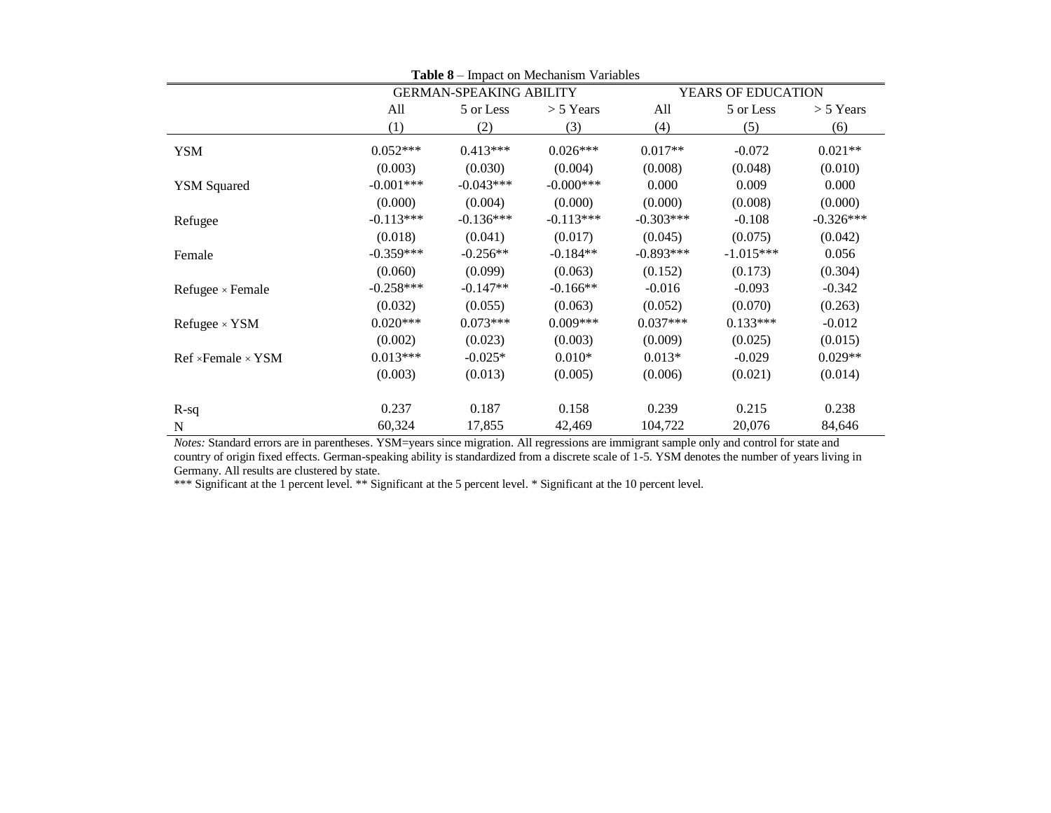**Table 8** – Impact on Mechanism Variables

| | GERMAN-SPEAKING ABILITY | | | YEARS OF EDUCATION | | |
|---|---|---|---|---|---|---|
| | All | 5 or Less | > 5 Years | All | 5 or Less | > 5 Years |
| | (1) | (2) | (3) | (4) | (5) | (6) |
| YSM | 0.052*** | 0.413*** | 0.026*** | 0.017** | -0.072 | 0.021** |
| | (0.003) | (0.030) | (0.004) | (0.008) | (0.048) | (0.010) |
| YSM Squared | -0.001*** | -0.043*** | -0.000*** | 0.000 | 0.009 | 0.000 |
| | (0.000) | (0.004) | (0.000) | (0.000) | (0.008) | (0.000) |
| Refugee | -0.113*** | -0.136*** | -0.113*** | -0.303*** | -0.108 | -0.326*** |
| | (0.018) | (0.041) | (0.017) | (0.045) | (0.075) | (0.042) |
| Female | -0.359*** | -0.256** | -0.184** | -0.893*** | -1.015*** | 0.056 |
| | (0.060) | (0.099) | (0.063) | (0.152) | (0.173) | (0.304) |
| Refugee × Female | -0.258*** | -0.147** | -0.166** | -0.016 | -0.093 | -0.342 |
| | (0.032) | (0.055) | (0.063) | (0.052) | (0.070) | (0.263) |
| Refugee × YSM | 0.020*** | 0.073*** | 0.009*** | 0.037*** | 0.133*** | -0.012 |
| | (0.002) | (0.023) | (0.003) | (0.009) | (0.025) | (0.015) |
| Ref ×Female × YSM | 0.013*** | -0.025* | 0.010* | 0.013* | -0.029 | 0.029** |
| | (0.003) | (0.013) | (0.005) | (0.006) | (0.021) | (0.014) |
| R-sq | 0.237 | 0.187 | 0.158 | 0.239 | 0.215 | 0.238 |
| N | 60,324 | 17,855 | 42,469 | 104,722 | 20,076 | 84,646 |

*Notes:* Standard errors are in parentheses. YSM=years since migration. All regressions are immigrant sample only and control for state and country of origin fixed effects. German-speaking ability is standardized from a discrete scale of 1-5. YSM denotes the number of years living in Germany. All results are clustered by state.

*** Significant at the 1 percent level. ** Significant at the 5 percent level. * Significant at the 10 percent level.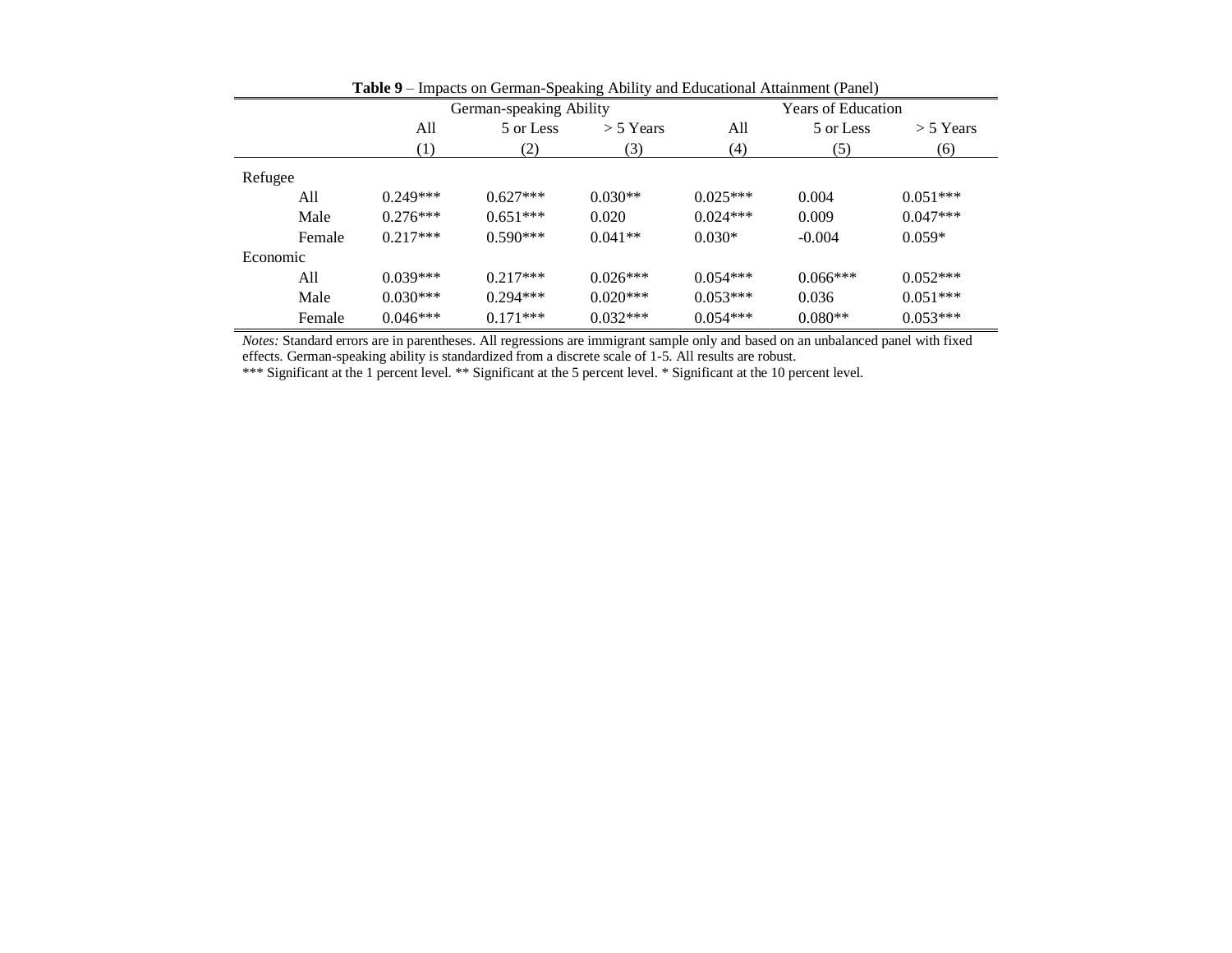**Table 9** – Impacts on German-Speaking Ability and Educational Attainment (Panel)

| | German-speaking Ability | | | Years of Education | | |
|---|---|---|---|---|---|---|
| | All | 5 or Less | > 5 Years | All | 5 or Less | > 5 Years |
| | (1) | (2) | (3) | (4) | (5) | (6) |
| Refugee | | | | | | |
| All | 0.249*** | 0.627*** | 0.030** | 0.025*** | 0.004 | 0.051*** |
| Male | 0.276*** | 0.651*** | 0.020 | 0.024*** | 0.009 | 0.047*** |
| Female | 0.217*** | 0.590*** | 0.041** | 0.030* | -0.004 | 0.059* |
| Economic | | | | | | |
| All | 0.039*** | 0.217*** | 0.026*** | 0.054*** | 0.066*** | 0.052*** |
| Male | 0.030*** | 0.294*** | 0.020*** | 0.053*** | 0.036 | 0.051*** |
| Female | 0.046*** | 0.171*** | 0.032*** | 0.054*** | 0.080** | 0.053*** |

*Notes:* Standard errors are in parentheses. All regressions are immigrant sample only and based on an unbalanced panel with fixed effects. German-speaking ability is standardized from a discrete scale of 1-5. All results are robust.
*** Significant at the 1 percent level. ** Significant at the 5 percent level. * Significant at the 10 percent level.